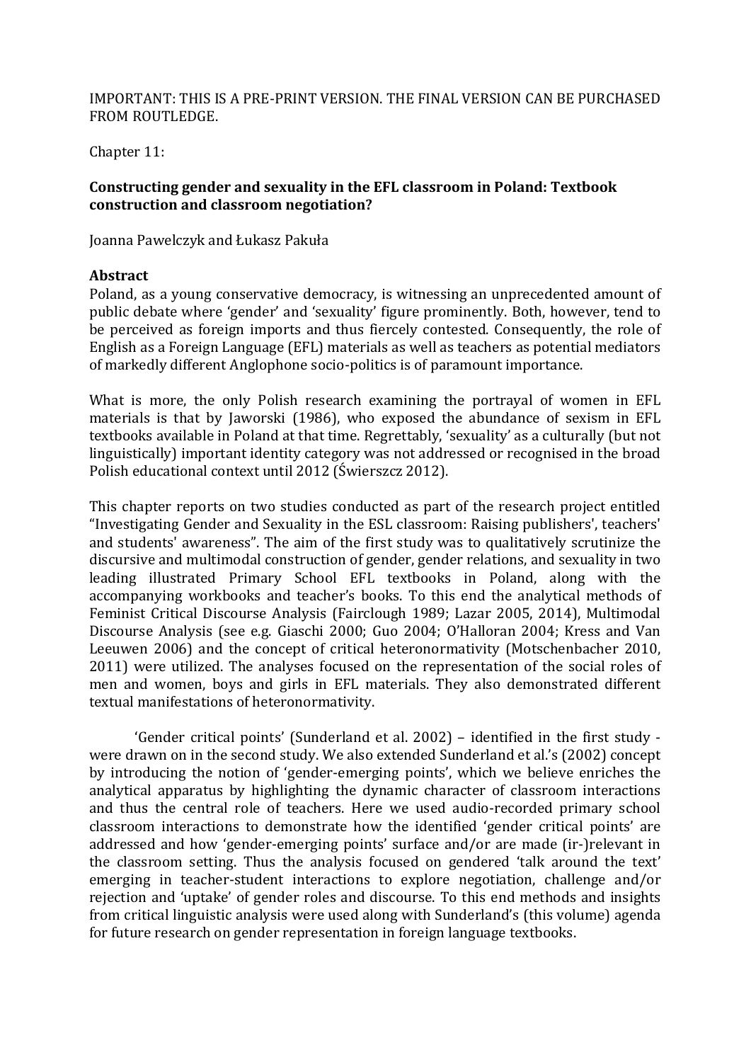IMPORTANT: THIS IS A PRE-PRINT VERSION. THE FINAL VERSION CAN BE PURCHASED FROM ROUTLEDGE.

Chapter 11:

**Constructing gender and sexuality in the EFL classroom in Poland: Textbook construction and classroom negotiation?**

Joanna Pawelczyk and Łukasz Pakuła

## Abstract

Poland, as a young conservative democracy, is witnessing an unprecedented amount of public debate where 'gender' and 'sexuality' figure prominently. Both, however, tend to be perceived as foreign imports and thus fiercely contested. Consequently, the role of English as a Foreign Language (EFL) materials as well as teachers as potential mediators of markedly different Anglophone socio-politics is of paramount importance.

What is more, the only Polish research examining the portrayal of women in EFL materials is that by Jaworski (1986), who exposed the abundance of sexism in EFL textbooks available in Poland at that time. Regrettably, 'sexuality' as a culturally (but not linguistically) important identity category was not addressed or recognised in the broad Polish educational context until 2012 (Świerszcz 2012).

This chapter reports on two studies conducted as part of the research project entitled "Investigating Gender and Sexuality in the ESL classroom: Raising publishers', teachers' and students' awareness". The aim of the first study was to qualitatively scrutinize the discursive and multimodal construction of gender, gender relations, and sexuality in two leading illustrated Primary School EFL textbooks in Poland, along with the accompanying workbooks and teacher's books. To this end the analytical methods of Feminist Critical Discourse Analysis (Fairclough 1989; Lazar 2005, 2014), Multimodal Discourse Analysis (see e.g. Giaschi 2000; Guo 2004; O'Halloran 2004; Kress and Van Leeuwen 2006) and the concept of critical heteronormativity (Motschenbacher 2010, 2011) were utilized. The analyses focused on the representation of the social roles of men and women, boys and girls in EFL materials. They also demonstrated different textual manifestations of heteronormativity.

'Gender critical points' (Sunderland et al. 2002) – identified in the first study - were drawn on in the second study. We also extended Sunderland et al.'s (2002) concept by introducing the notion of 'gender-emerging points', which we believe enriches the analytical apparatus by highlighting the dynamic character of classroom interactions and thus the central role of teachers. Here we used audio-recorded primary school classroom interactions to demonstrate how the identified 'gender critical points' are addressed and how 'gender-emerging points' surface and/or are made (ir-)relevant in the classroom setting. Thus the analysis focused on gendered 'talk around the text' emerging in teacher-student interactions to explore negotiation, challenge and/or rejection and 'uptake' of gender roles and discourse. To this end methods and insights from critical linguistic analysis were used along with Sunderland's (this volume) agenda for future research on gender representation in foreign language textbooks.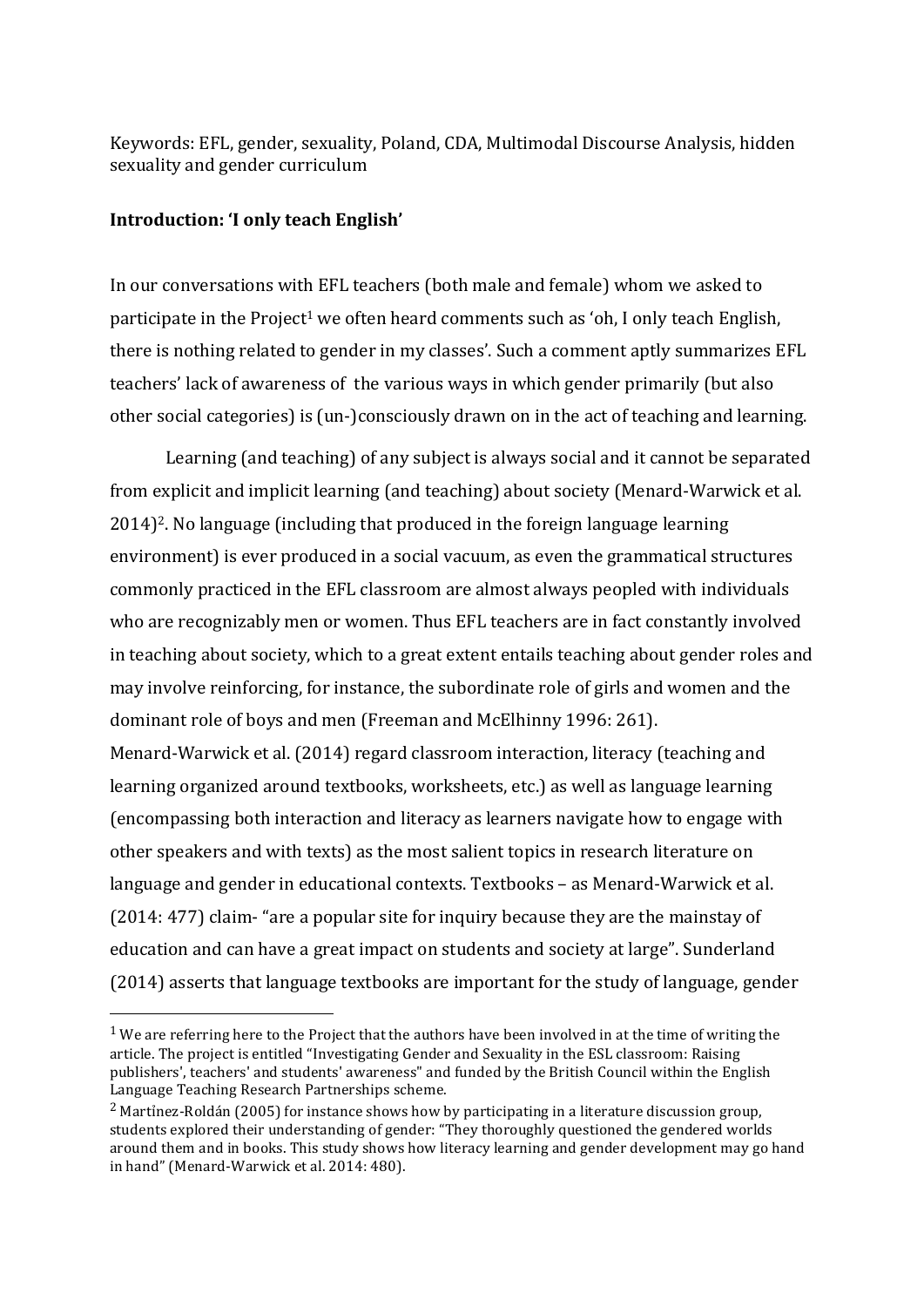Keywords: EFL, gender, sexuality, Poland, CDA, Multimodal Discourse Analysis, hidden sexuality and gender curriculum

## Introduction: 'I only teach English'

In our conversations with EFL teachers (both male and female) whom we asked to participate in the Project[1] we often heard comments such as 'oh, I only teach English, there is nothing related to gender in my classes'. Such a comment aptly summarizes EFL teachers' lack of awareness of the various ways in which gender primarily (but also other social categories) is (un-)consciously drawn on in the act of teaching and learning.

Learning (and teaching) of any subject is always social and it cannot be separated from explicit and implicit learning (and teaching) about society (Menard-Warwick et al. 2014)[2]. No language (including that produced in the foreign language learning environment) is ever produced in a social vacuum, as even the grammatical structures commonly practiced in the EFL classroom are almost always peopled with individuals who are recognizably men or women. Thus EFL teachers are in fact constantly involved in teaching about society, which to a great extent entails teaching about gender roles and may involve reinforcing, for instance, the subordinate role of girls and women and the dominant role of boys and men (Freeman and McElhinny 1996: 261). Menard-Warwick et al. (2014) regard classroom interaction, literacy (teaching and learning organized around textbooks, worksheets, etc.) as well as language learning (encompassing both interaction and literacy as learners navigate how to engage with other speakers and with texts) as the most salient topics in research literature on language and gender in educational contexts. Textbooks – as Menard-Warwick et al. (2014: 477) claim- "are a popular site for inquiry because they are the mainstay of education and can have a great impact on students and society at large". Sunderland (2014) asserts that language textbooks are important for the study of language, gender

---

[1] We are referring here to the Project that the authors have been involved in at the time of writing the article. The project is entitled "Investigating Gender and Sexuality in the ESL classroom: Raising publishers', teachers' and students' awareness" and funded by the British Council within the English Language Teaching Research Partnerships scheme.

[2] Martînez-Roldán (2005) for instance shows how by participating in a literature discussion group, students explored their understanding of gender: "They thoroughly questioned the gendered worlds around them and in books. This study shows how literacy learning and gender development may go hand in hand" (Menard-Warwick et al. 2014: 480).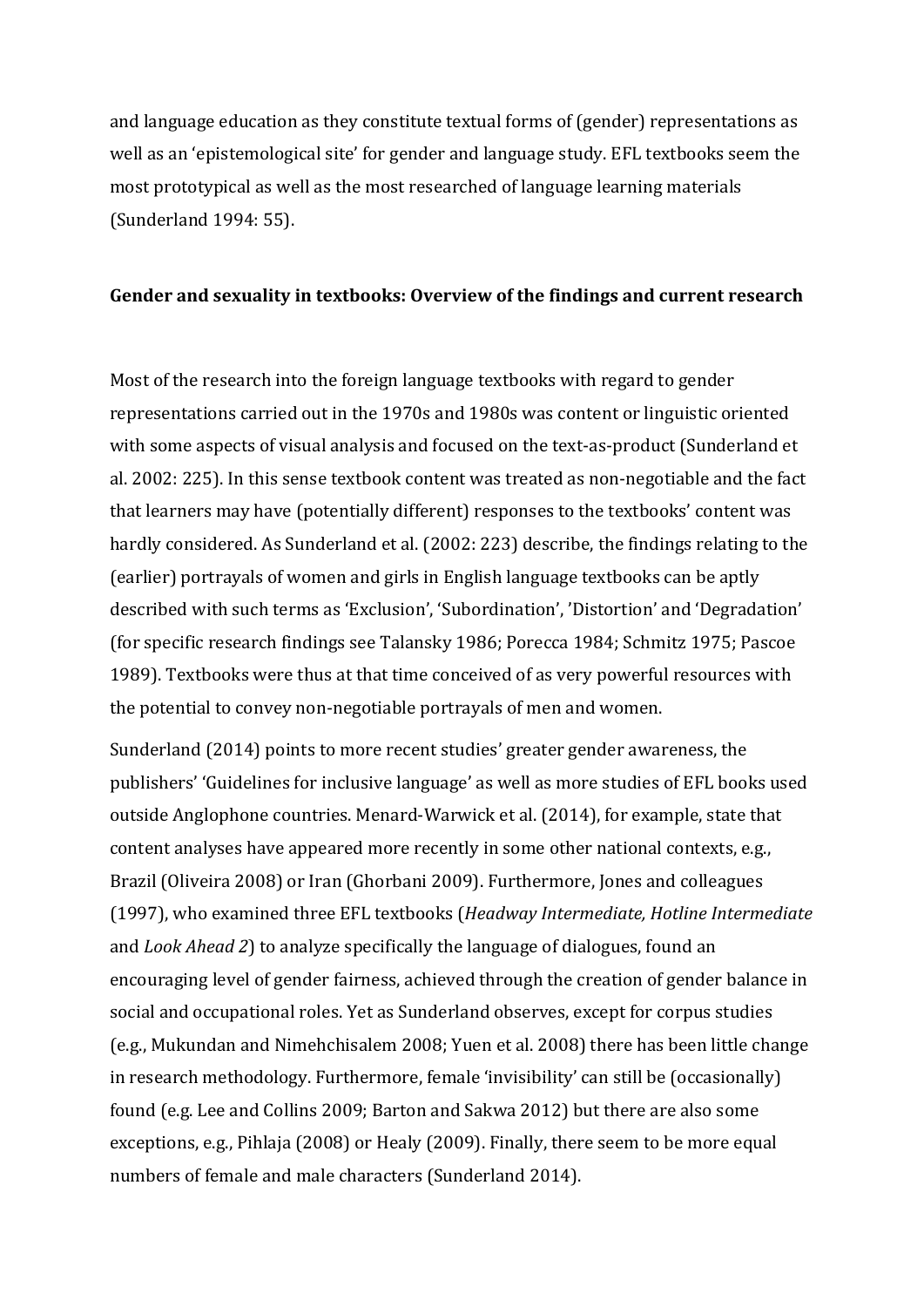and language education as they constitute textual forms of (gender) representations as well as an 'epistemological site' for gender and language study. EFL textbooks seem the most prototypical as well as the most researched of language learning materials (Sunderland 1994: 55).

## Gender and sexuality in textbooks: Overview of the findings and current research

Most of the research into the foreign language textbooks with regard to gender representations carried out in the 1970s and 1980s was content or linguistic oriented with some aspects of visual analysis and focused on the text-as-product (Sunderland et al. 2002: 225). In this sense textbook content was treated as non-negotiable and the fact that learners may have (potentially different) responses to the textbooks' content was hardly considered. As Sunderland et al. (2002: 223) describe, the findings relating to the (earlier) portrayals of women and girls in English language textbooks can be aptly described with such terms as 'Exclusion', 'Subordination', 'Distortion' and 'Degradation' (for specific research findings see Talansky 1986; Porecca 1984; Schmitz 1975; Pascoe 1989). Textbooks were thus at that time conceived of as very powerful resources with the potential to convey non-negotiable portrayals of men and women.

Sunderland (2014) points to more recent studies' greater gender awareness, the publishers' 'Guidelines for inclusive language' as well as more studies of EFL books used outside Anglophone countries. Menard-Warwick et al. (2014), for example, state that content analyses have appeared more recently in some other national contexts, e.g., Brazil (Oliveira 2008) or Iran (Ghorbani 2009). Furthermore, Jones and colleagues (1997), who examined three EFL textbooks (*Headway Intermediate, Hotline Intermediate* and *Look Ahead 2*) to analyze specifically the language of dialogues, found an encouraging level of gender fairness, achieved through the creation of gender balance in social and occupational roles. Yet as Sunderland observes, except for corpus studies (e.g., Mukundan and Nimehchisalem 2008; Yuen et al. 2008) there has been little change in research methodology. Furthermore, female 'invisibility' can still be (occasionally) found (e.g. Lee and Collins 2009; Barton and Sakwa 2012) but there are also some exceptions, e.g., Pihlaja (2008) or Healy (2009). Finally, there seem to be more equal numbers of female and male characters (Sunderland 2014).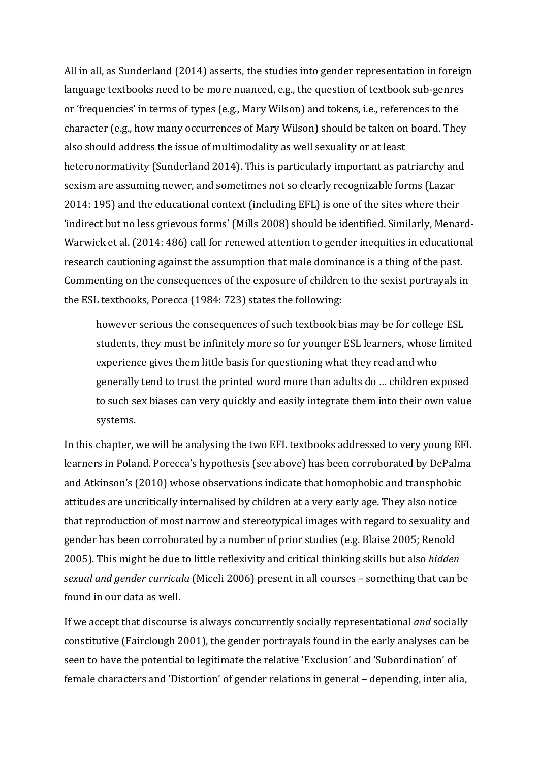All in all, as Sunderland (2014) asserts, the studies into gender representation in foreign language textbooks need to be more nuanced, e.g., the question of textbook sub-genres or 'frequencies' in terms of types (e.g., Mary Wilson) and tokens, i.e., references to the character (e.g., how many occurrences of Mary Wilson) should be taken on board. They also should address the issue of multimodality as well sexuality or at least heteronormativity (Sunderland 2014). This is particularly important as patriarchy and sexism are assuming newer, and sometimes not so clearly recognizable forms (Lazar 2014: 195) and the educational context (including EFL) is one of the sites where their 'indirect but no less grievous forms' (Mills 2008) should be identified. Similarly, Menard-Warwick et al. (2014: 486) call for renewed attention to gender inequities in educational research cautioning against the assumption that male dominance is a thing of the past. Commenting on the consequences of the exposure of children to the sexist portrayals in the ESL textbooks, Porecca (1984: 723) states the following:

> however serious the consequences of such textbook bias may be for college ESL students, they must be infinitely more so for younger ESL learners, whose limited experience gives them little basis for questioning what they read and who generally tend to trust the printed word more than adults do … children exposed to such sex biases can very quickly and easily integrate them into their own value systems.

In this chapter, we will be analysing the two EFL textbooks addressed to very young EFL learners in Poland. Porecca's hypothesis (see above) has been corroborated by DePalma and Atkinson's (2010) whose observations indicate that homophobic and transphobic attitudes are uncritically internalised by children at a very early age. They also notice that reproduction of most narrow and stereotypical images with regard to sexuality and gender has been corroborated by a number of prior studies (e.g. Blaise 2005; Renold 2005). This might be due to little reflexivity and critical thinking skills but also *hidden sexual and gender curricula* (Miceli 2006) present in all courses – something that can be found in our data as well.

If we accept that discourse is always concurrently socially representational *and* socially constitutive (Fairclough 2001), the gender portrayals found in the early analyses can be seen to have the potential to legitimate the relative 'Exclusion' and 'Subordination' of female characters and 'Distortion' of gender relations in general – depending, inter alia,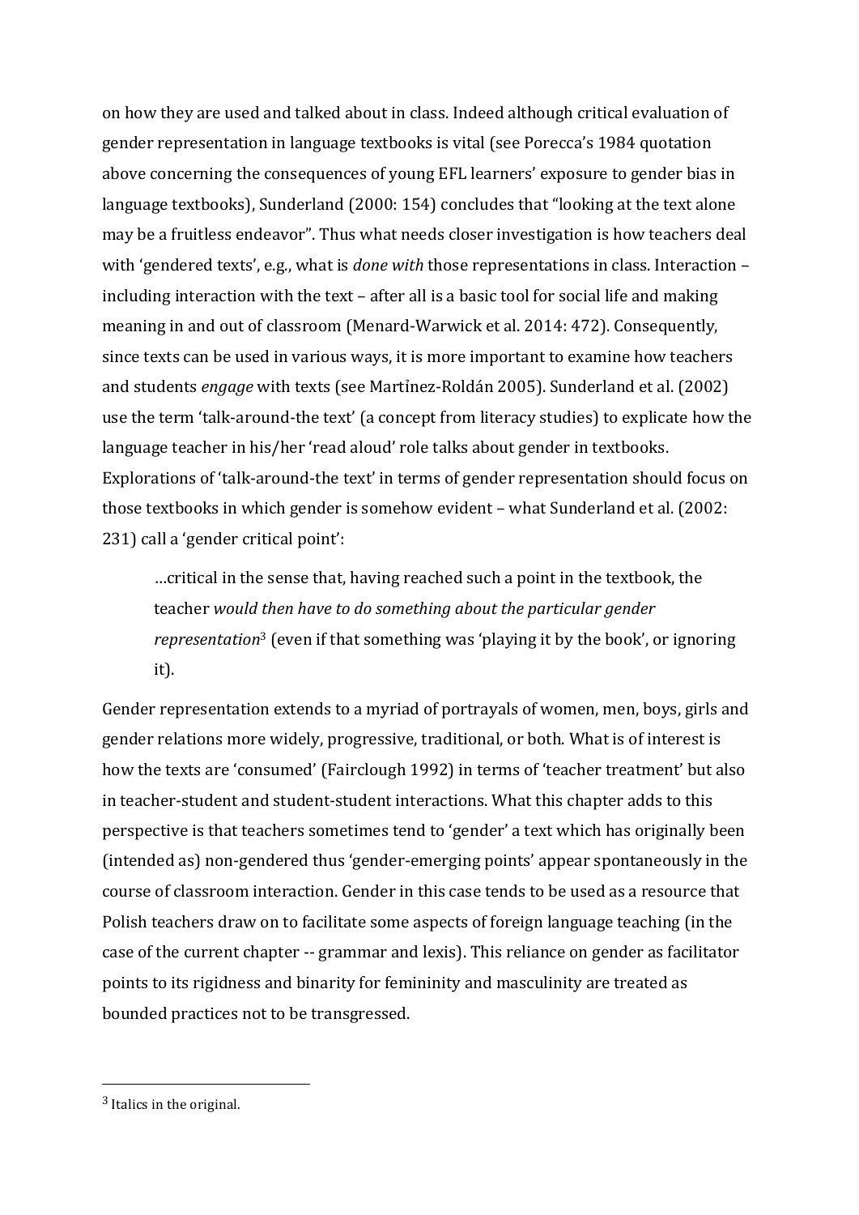on how they are used and talked about in class. Indeed although critical evaluation of gender representation in language textbooks is vital (see Porecca's 1984 quotation above concerning the consequences of young EFL learners' exposure to gender bias in language textbooks), Sunderland (2000: 154) concludes that "looking at the text alone may be a fruitless endeavor". Thus what needs closer investigation is how teachers deal with 'gendered texts', e.g., what is *done with* those representations in class. Interaction – including interaction with the text – after all is a basic tool for social life and making meaning in and out of classroom (Menard-Warwick et al. 2014: 472). Consequently, since texts can be used in various ways, it is more important to examine how teachers and students *engage* with texts (see Martínez-Roldán 2005). Sunderland et al. (2002) use the term 'talk-around-the text' (a concept from literacy studies) to explicate how the language teacher in his/her 'read aloud' role talks about gender in textbooks. Explorations of 'talk-around-the text' in terms of gender representation should focus on those textbooks in which gender is somehow evident – what Sunderland et al. (2002: 231) call a 'gender critical point':

> …critical in the sense that, having reached such a point in the textbook, the teacher *would then have to do something about the particular gender representation*[3] (even if that something was 'playing it by the book', or ignoring it).

Gender representation extends to a myriad of portrayals of women, men, boys, girls and gender relations more widely, progressive, traditional, or both. What is of interest is how the texts are 'consumed' (Fairclough 1992) in terms of 'teacher treatment' but also in teacher-student and student-student interactions. What this chapter adds to this perspective is that teachers sometimes tend to 'gender' a text which has originally been (intended as) non-gendered thus 'gender-emerging points' appear spontaneously in the course of classroom interaction. Gender in this case tends to be used as a resource that Polish teachers draw on to facilitate some aspects of foreign language teaching (in the case of the current chapter -- grammar and lexis). This reliance on gender as facilitator points to its rigidness and binarity for femininity and masculinity are treated as bounded practices not to be transgressed.

[3] Italics in the original.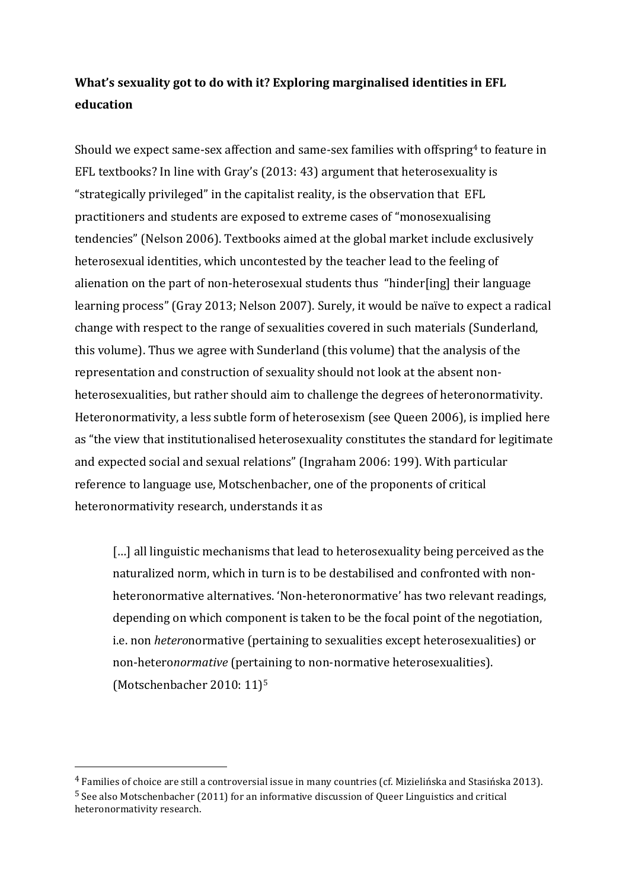**What's sexuality got to do with it? Exploring marginalised identities in EFL education**

Should we expect same-sex affection and same-sex families with offspring[4] to feature in EFL textbooks? In line with Gray's (2013: 43) argument that heterosexuality is "strategically privileged" in the capitalist reality, is the observation that EFL practitioners and students are exposed to extreme cases of "monosexualising tendencies" (Nelson 2006). Textbooks aimed at the global market include exclusively heterosexual identities, which uncontested by the teacher lead to the feeling of alienation on the part of non-heterosexual students thus "hinder[ing] their language learning process" (Gray 2013; Nelson 2007). Surely, it would be naïve to expect a radical change with respect to the range of sexualities covered in such materials (Sunderland, this volume). Thus we agree with Sunderland (this volume) that the analysis of the representation and construction of sexuality should not look at the absent non-heterosexualities, but rather should aim to challenge the degrees of heteronormativity. Heteronormativity, a less subtle form of heterosexism (see Queen 2006), is implied here as "the view that institutionalised heterosexuality constitutes the standard for legitimate and expected social and sexual relations" (Ingraham 2006: 199). With particular reference to language use, Motschenbacher, one of the proponents of critical heteronormativity research, understands it as

> […] all linguistic mechanisms that lead to heterosexuality being perceived as the naturalized norm, which in turn is to be destabilised and confronted with non-heteronormative alternatives. 'Non-heteronormative' has two relevant readings, depending on which component is taken to be the focal point of the negotiation, i.e. non *hetero*normative (pertaining to sexualities except heterosexualities) or non-hetero*normative* (pertaining to non-normative heterosexualities). (Motschenbacher 2010: 11)[5]

---

[4] Families of choice are still a controversial issue in many countries (cf. Mizielińska and Stasińska 2013).

[5] See also Motschenbacher (2011) for an informative discussion of Queer Linguistics and critical heteronormativity research.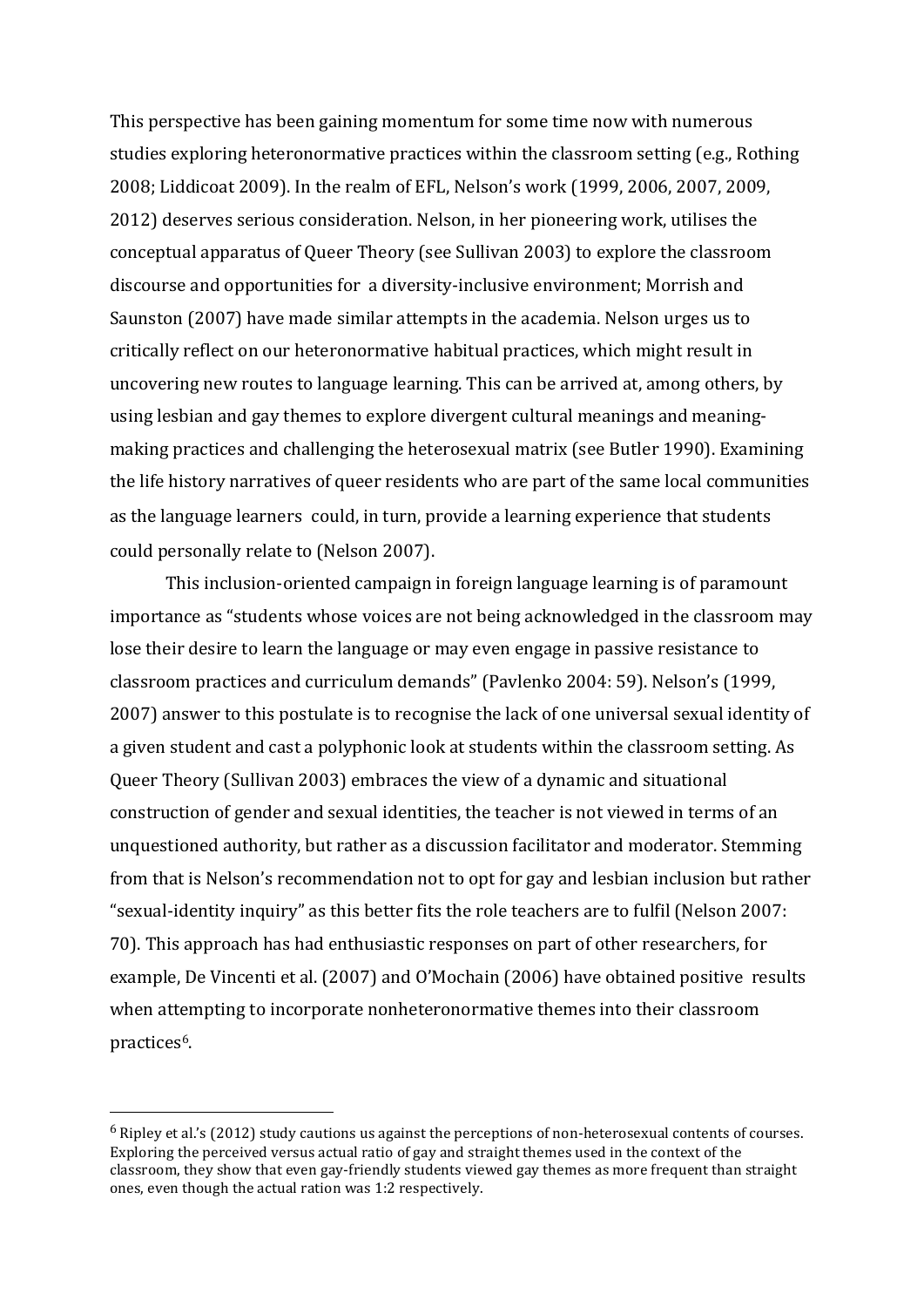This perspective has been gaining momentum for some time now with numerous studies exploring heteronormative practices within the classroom setting (e.g., Rothing 2008; Liddicoat 2009). In the realm of EFL, Nelson's work (1999, 2006, 2007, 2009, 2012) deserves serious consideration. Nelson, in her pioneering work, utilises the conceptual apparatus of Queer Theory (see Sullivan 2003) to explore the classroom discourse and opportunities for a diversity-inclusive environment; Morrish and Saunston (2007) have made similar attempts in the academia. Nelson urges us to critically reflect on our heteronormative habitual practices, which might result in uncovering new routes to language learning. This can be arrived at, among others, by using lesbian and gay themes to explore divergent cultural meanings and meaning-making practices and challenging the heterosexual matrix (see Butler 1990). Examining the life history narratives of queer residents who are part of the same local communities as the language learners could, in turn, provide a learning experience that students could personally relate to (Nelson 2007).

This inclusion-oriented campaign in foreign language learning is of paramount importance as "students whose voices are not being acknowledged in the classroom may lose their desire to learn the language or may even engage in passive resistance to classroom practices and curriculum demands" (Pavlenko 2004: 59). Nelson's (1999, 2007) answer to this postulate is to recognise the lack of one universal sexual identity of a given student and cast a polyphonic look at students within the classroom setting. As Queer Theory (Sullivan 2003) embraces the view of a dynamic and situational construction of gender and sexual identities, the teacher is not viewed in terms of an unquestioned authority, but rather as a discussion facilitator and moderator. Stemming from that is Nelson's recommendation not to opt for gay and lesbian inclusion but rather "sexual-identity inquiry" as this better fits the role teachers are to fulfil (Nelson 2007: 70). This approach has had enthusiastic responses on part of other researchers, for example, De Vincenti et al. (2007) and O'Mochain (2006) have obtained positive results when attempting to incorporate nonheteronormative themes into their classroom practices[6].

---

[6] Ripley et al.'s (2012) study cautions us against the perceptions of non-heterosexual contents of courses. Exploring the perceived versus actual ratio of gay and straight themes used in the context of the classroom, they show that even gay-friendly students viewed gay themes as more frequent than straight ones, even though the actual ration was 1:2 respectively.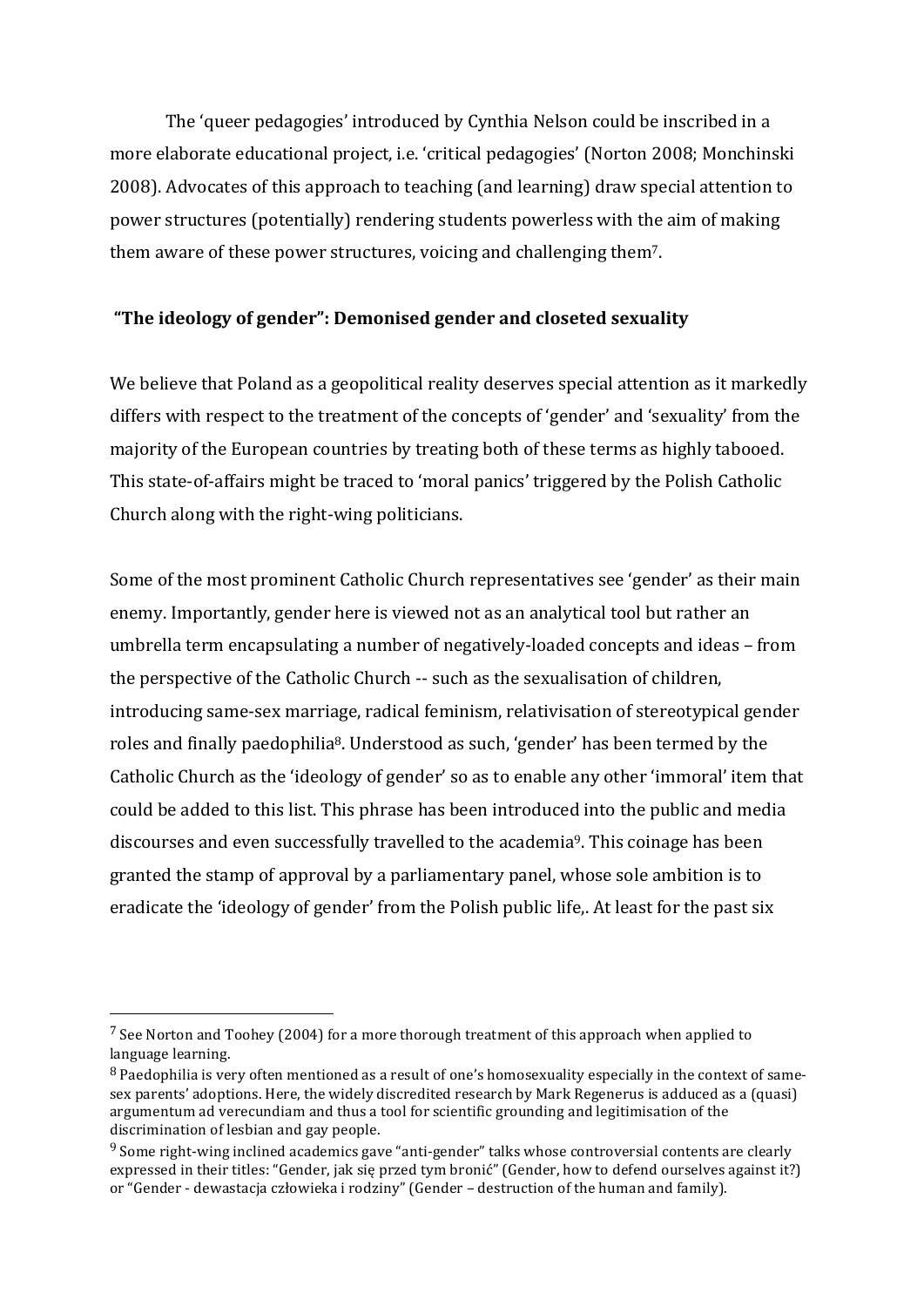The 'queer pedagogies' introduced by Cynthia Nelson could be inscribed in a more elaborate educational project, i.e. 'critical pedagogies' (Norton 2008; Monchinski 2008). Advocates of this approach to teaching (and learning) draw special attention to power structures (potentially) rendering students powerless with the aim of making them aware of these power structures, voicing and challenging them[7].

## "The ideology of gender": Demonised gender and closeted sexuality

We believe that Poland as a geopolitical reality deserves special attention as it markedly differs with respect to the treatment of the concepts of 'gender' and 'sexuality' from the majority of the European countries by treating both of these terms as highly tabooed. This state-of-affairs might be traced to 'moral panics' triggered by the Polish Catholic Church along with the right-wing politicians.

Some of the most prominent Catholic Church representatives see 'gender' as their main enemy. Importantly, gender here is viewed not as an analytical tool but rather an umbrella term encapsulating a number of negatively-loaded concepts and ideas – from the perspective of the Catholic Church -- such as the sexualisation of children, introducing same-sex marriage, radical feminism, relativisation of stereotypical gender roles and finally paedophilia[8]. Understood as such, 'gender' has been termed by the Catholic Church as the 'ideology of gender' so as to enable any other 'immoral' item that could be added to this list. This phrase has been introduced into the public and media discourses and even successfully travelled to the academia[9]. This coinage has been granted the stamp of approval by a parliamentary panel, whose sole ambition is to eradicate the 'ideology of gender' from the Polish public life,. At least for the past six

---

[7] See Norton and Toohey (2004) for a more thorough treatment of this approach when applied to language learning.

[8] Paedophilia is very often mentioned as a result of one's homosexuality especially in the context of same-sex parents' adoptions. Here, the widely discredited research by Mark Regenerus is adduced as a (quasi) argumentum ad verecundiam and thus a tool for scientific grounding and legitimisation of the discrimination of lesbian and gay people.

[9] Some right-wing inclined academics gave "anti-gender" talks whose controversial contents are clearly expressed in their titles: "Gender, jak się przed tym bronić" (Gender, how to defend ourselves against it?) or "Gender - dewastacja człowieka i rodziny" (Gender – destruction of the human and family).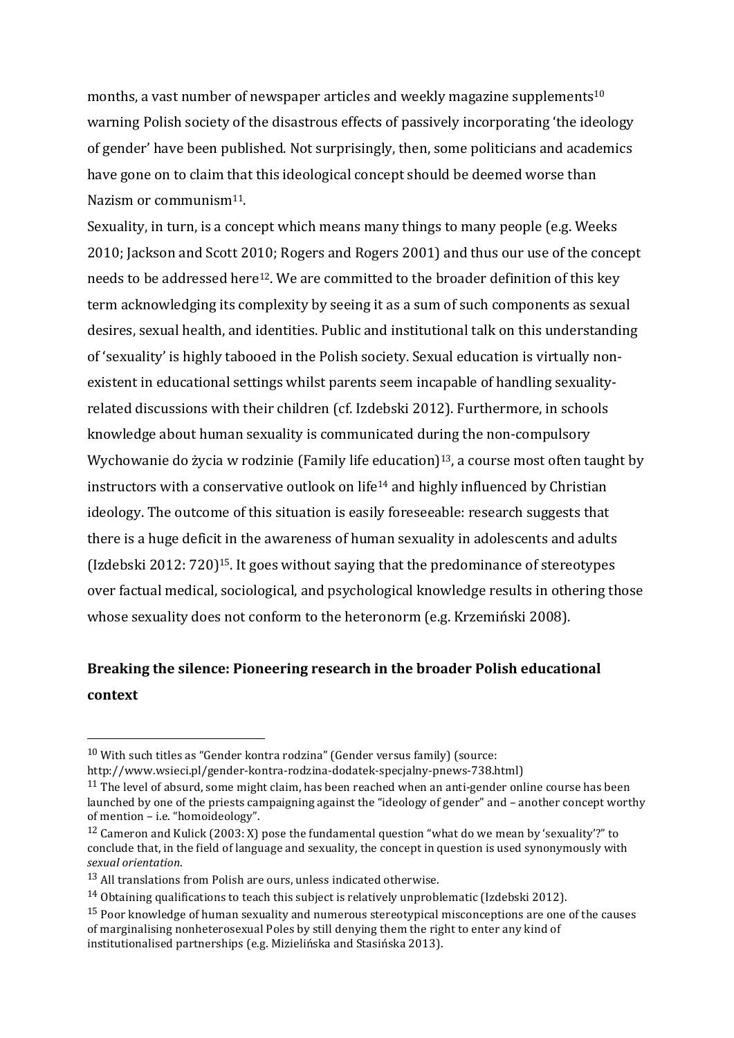months, a vast number of newspaper articles and weekly magazine supplements[10] warning Polish society of the disastrous effects of passively incorporating 'the ideology of gender' have been published. Not surprisingly, then, some politicians and academics have gone on to claim that this ideological concept should be deemed worse than Nazism or communism[11].

Sexuality, in turn, is a concept which means many things to many people (e.g. Weeks 2010; Jackson and Scott 2010; Rogers and Rogers 2001) and thus our use of the concept needs to be addressed here[12]. We are committed to the broader definition of this key term acknowledging its complexity by seeing it as a sum of such components as sexual desires, sexual health, and identities. Public and institutional talk on this understanding of 'sexuality' is highly tabooed in the Polish society. Sexual education is virtually non-existent in educational settings whilst parents seem incapable of handling sexuality-related discussions with their children (cf. Izdebski 2012). Furthermore, in schools knowledge about human sexuality is communicated during the non-compulsory Wychowanie do życia w rodzinie (Family life education)[13], a course most often taught by instructors with a conservative outlook on life[14] and highly influenced by Christian ideology. The outcome of this situation is easily foreseeable: research suggests that there is a huge deficit in the awareness of human sexuality in adolescents and adults (Izdebski 2012: 720)[15]. It goes without saying that the predominance of stereotypes over factual medical, sociological, and psychological knowledge results in othering those whose sexuality does not conform to the heteronorm (e.g. Krzemiński 2008).

## Breaking the silence: Pioneering research in the broader Polish educational context

---

[10] With such titles as "Gender kontra rodzina" (Gender versus family) (source: http://www.wsieci.pl/gender-kontra-rodzina-dodatek-specjalny-pnews-738.html)

[11] The level of absurd, some might claim, has been reached when an anti-gender online course has been launched by one of the priests campaigning against the "ideology of gender" and – another concept worthy of mention – i.e. "homoideology".

[12] Cameron and Kulick (2003: X) pose the fundamental question "what do we mean by 'sexuality'?" to conclude that, in the field of language and sexuality, the concept in question is used synonymously with *sexual orientation*.

[13] All translations from Polish are ours, unless indicated otherwise.

[14] Obtaining qualifications to teach this subject is relatively unproblematic (Izdebski 2012).

[15] Poor knowledge of human sexuality and numerous stereotypical misconceptions are one of the causes of marginalising nonheterosexual Poles by still denying them the right to enter any kind of institutionalised partnerships (e.g. Mizielińska and Stasińska 2013).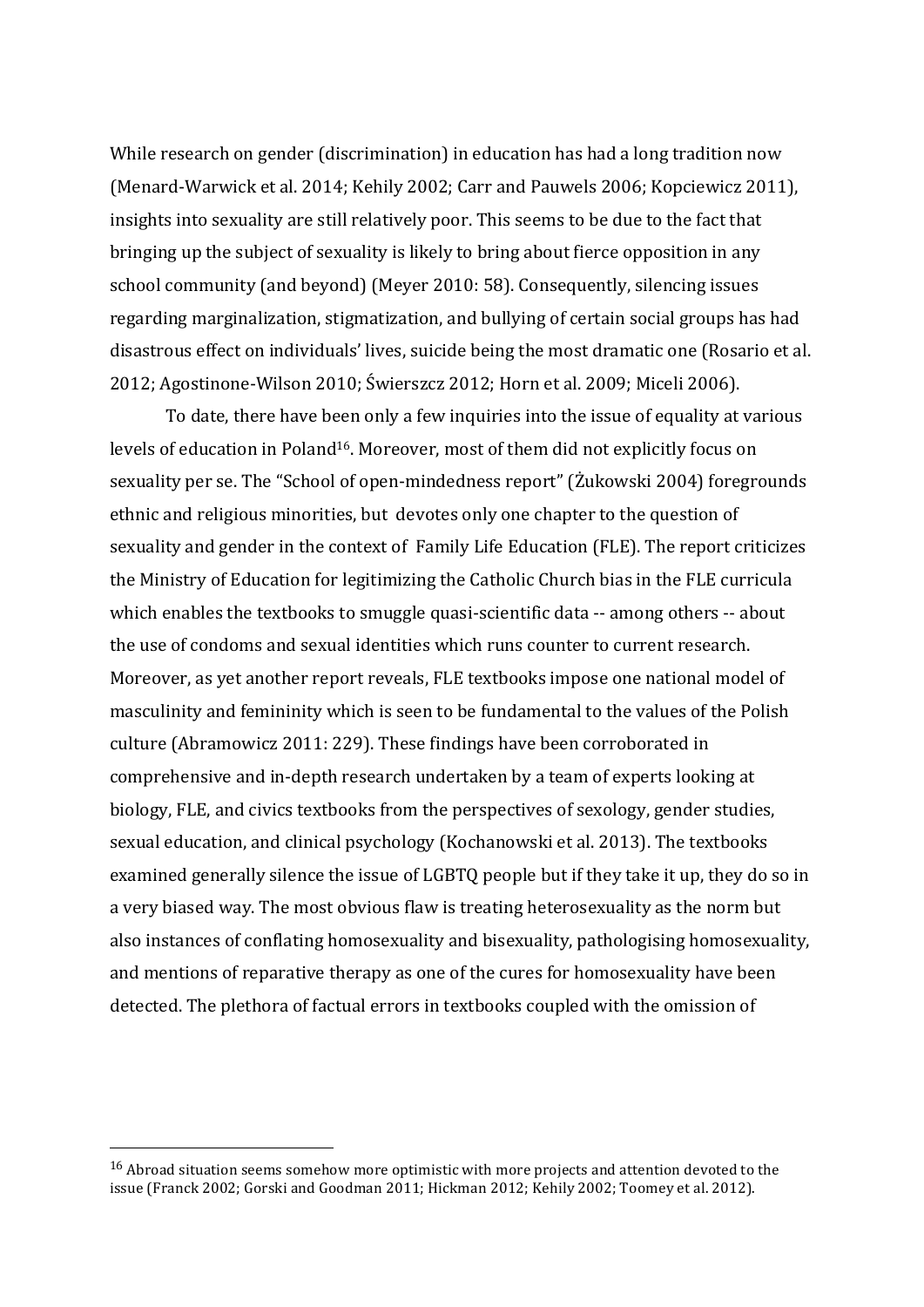While research on gender (discrimination) in education has had a long tradition now (Menard-Warwick et al. 2014; Kehily 2002; Carr and Pauwels 2006; Kopciewicz 2011), insights into sexuality are still relatively poor. This seems to be due to the fact that bringing up the subject of sexuality is likely to bring about fierce opposition in any school community (and beyond) (Meyer 2010: 58). Consequently, silencing issues regarding marginalization, stigmatization, and bullying of certain social groups has had disastrous effect on individuals' lives, suicide being the most dramatic one (Rosario et al. 2012; Agostinone-Wilson 2010; Świerszcz 2012; Horn et al. 2009; Miceli 2006).

To date, there have been only a few inquiries into the issue of equality at various levels of education in Poland[16]. Moreover, most of them did not explicitly focus on sexuality per se. The "School of open-mindedness report" (Żukowski 2004) foregrounds ethnic and religious minorities, but devotes only one chapter to the question of sexuality and gender in the context of Family Life Education (FLE). The report criticizes the Ministry of Education for legitimizing the Catholic Church bias in the FLE curricula which enables the textbooks to smuggle quasi-scientific data -- among others -- about the use of condoms and sexual identities which runs counter to current research. Moreover, as yet another report reveals, FLE textbooks impose one national model of masculinity and femininity which is seen to be fundamental to the values of the Polish culture (Abramowicz 2011: 229). These findings have been corroborated in comprehensive and in-depth research undertaken by a team of experts looking at biology, FLE, and civics textbooks from the perspectives of sexology, gender studies, sexual education, and clinical psychology (Kochanowski et al. 2013). The textbooks examined generally silence the issue of LGBTQ people but if they take it up, they do so in a very biased way. The most obvious flaw is treating heterosexuality as the norm but also instances of conflating homosexuality and bisexuality, pathologising homosexuality, and mentions of reparative therapy as one of the cures for homosexuality have been detected. The plethora of factual errors in textbooks coupled with the omission of

[16] Abroad situation seems somehow more optimistic with more projects and attention devoted to the issue (Franck 2002; Gorski and Goodman 2011; Hickman 2012; Kehily 2002; Toomey et al. 2012).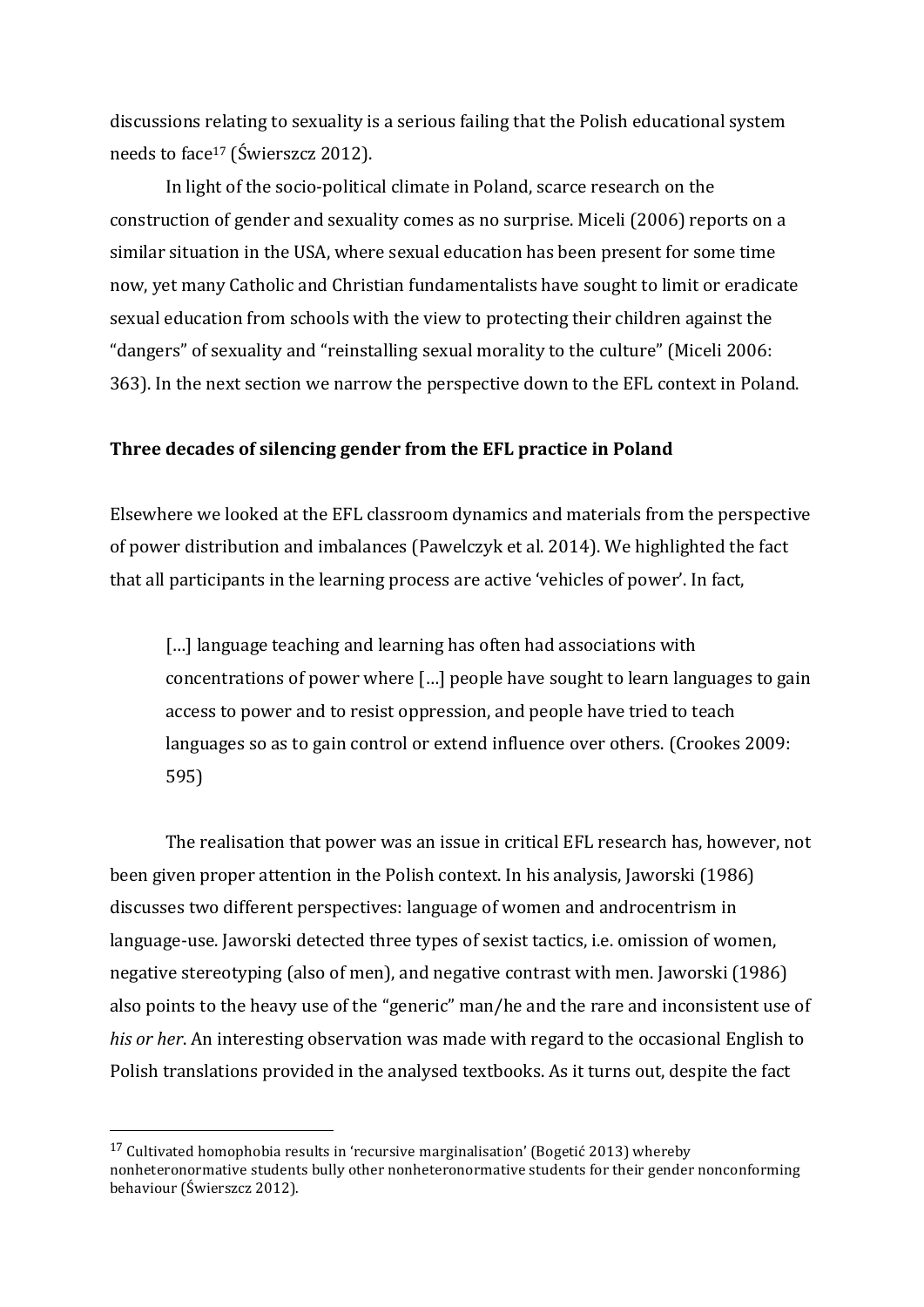discussions relating to sexuality is a serious failing that the Polish educational system needs to face[17] (Świerszcz 2012).

In light of the socio-political climate in Poland, scarce research on the construction of gender and sexuality comes as no surprise. Miceli (2006) reports on a similar situation in the USA, where sexual education has been present for some time now, yet many Catholic and Christian fundamentalists have sought to limit or eradicate sexual education from schools with the view to protecting their children against the "dangers" of sexuality and "reinstalling sexual morality to the culture" (Miceli 2006: 363). In the next section we narrow the perspective down to the EFL context in Poland.

**Three decades of silencing gender from the EFL practice in Poland**

Elsewhere we looked at the EFL classroom dynamics and materials from the perspective of power distribution and imbalances (Pawelczyk et al. 2014). We highlighted the fact that all participants in the learning process are active 'vehicles of power'. In fact,

> […] language teaching and learning has often had associations with concentrations of power where […] people have sought to learn languages to gain access to power and to resist oppression, and people have tried to teach languages so as to gain control or extend influence over others. (Crookes 2009: 595)

The realisation that power was an issue in critical EFL research has, however, not been given proper attention in the Polish context. In his analysis, Jaworski (1986) discusses two different perspectives: language of women and androcentrism in language-use. Jaworski detected three types of sexist tactics, i.e. omission of women, negative stereotyping (also of men), and negative contrast with men. Jaworski (1986) also points to the heavy use of the "generic" man/he and the rare and inconsistent use of *his or her*. An interesting observation was made with regard to the occasional English to Polish translations provided in the analysed textbooks. As it turns out, despite the fact

[17] Cultivated homophobia results in 'recursive marginalisation' (Bogetić 2013) whereby nonheteronormative students bully other nonheteronormative students for their gender nonconforming behaviour (Świerszcz 2012).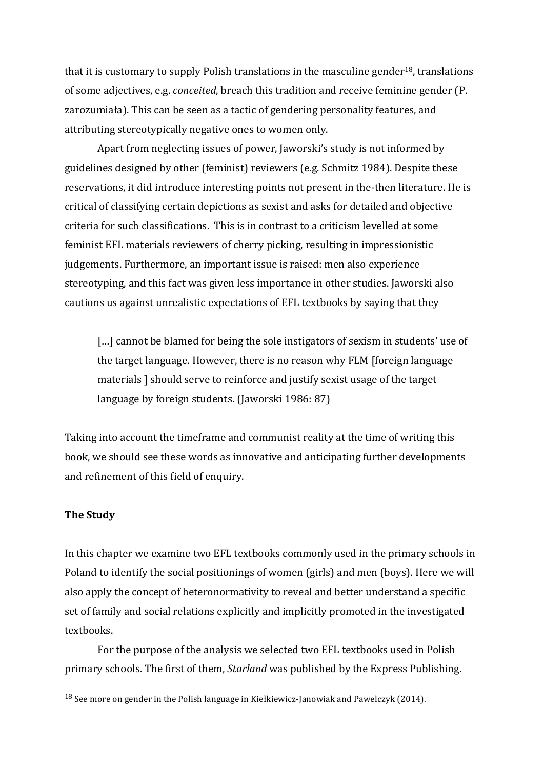that it is customary to supply Polish translations in the masculine gender[18], translations of some adjectives, e.g. *conceited*, breach this tradition and receive feminine gender (P. zarozumiała). This can be seen as a tactic of gendering personality features, and attributing stereotypically negative ones to women only.

Apart from neglecting issues of power, Jaworski's study is not informed by guidelines designed by other (feminist) reviewers (e.g. Schmitz 1984). Despite these reservations, it did introduce interesting points not present in the-then literature. He is critical of classifying certain depictions as sexist and asks for detailed and objective criteria for such classifications. This is in contrast to a criticism levelled at some feminist EFL materials reviewers of cherry picking, resulting in impressionistic judgements. Furthermore, an important issue is raised: men also experience stereotyping, and this fact was given less importance in other studies. Jaworski also cautions us against unrealistic expectations of EFL textbooks by saying that they

> […] cannot be blamed for being the sole instigators of sexism in students' use of the target language. However, there is no reason why FLM [foreign language materials ] should serve to reinforce and justify sexist usage of the target language by foreign students. (Jaworski 1986: 87)

Taking into account the timeframe and communist reality at the time of writing this book, we should see these words as innovative and anticipating further developments and refinement of this field of enquiry.

**The Study**

In this chapter we examine two EFL textbooks commonly used in the primary schools in Poland to identify the social positionings of women (girls) and men (boys). Here we will also apply the concept of heteronormativity to reveal and better understand a specific set of family and social relations explicitly and implicitly promoted in the investigated textbooks.

For the purpose of the analysis we selected two EFL textbooks used in Polish primary schools. The first of them, *Starland* was published by the Express Publishing.

[18] See more on gender in the Polish language in Kiełkiewicz-Janowiak and Pawelczyk (2014).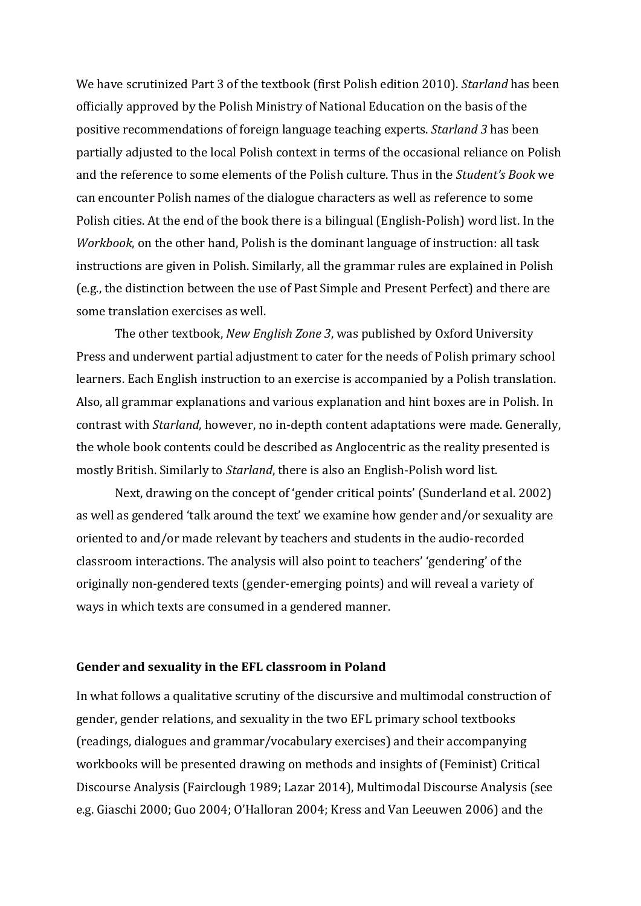We have scrutinized Part 3 of the textbook (first Polish edition 2010). *Starland* has been officially approved by the Polish Ministry of National Education on the basis of the positive recommendations of foreign language teaching experts. *Starland 3* has been partially adjusted to the local Polish context in terms of the occasional reliance on Polish and the reference to some elements of the Polish culture. Thus in the *Student's Book* we can encounter Polish names of the dialogue characters as well as reference to some Polish cities. At the end of the book there is a bilingual (English-Polish) word list. In the *Workbook*, on the other hand, Polish is the dominant language of instruction: all task instructions are given in Polish. Similarly, all the grammar rules are explained in Polish (e.g., the distinction between the use of Past Simple and Present Perfect) and there are some translation exercises as well.

The other textbook, *New English Zone 3*, was published by Oxford University Press and underwent partial adjustment to cater for the needs of Polish primary school learners. Each English instruction to an exercise is accompanied by a Polish translation. Also, all grammar explanations and various explanation and hint boxes are in Polish. In contrast with *Starland*, however, no in-depth content adaptations were made. Generally, the whole book contents could be described as Anglocentric as the reality presented is mostly British. Similarly to *Starland*, there is also an English-Polish word list.

Next, drawing on the concept of 'gender critical points' (Sunderland et al. 2002) as well as gendered 'talk around the text' we examine how gender and/or sexuality are oriented to and/or made relevant by teachers and students in the audio-recorded classroom interactions. The analysis will also point to teachers' 'gendering' of the originally non-gendered texts (gender-emerging points) and will reveal a variety of ways in which texts are consumed in a gendered manner.

## Gender and sexuality in the EFL classroom in Poland

In what follows a qualitative scrutiny of the discursive and multimodal construction of gender, gender relations, and sexuality in the two EFL primary school textbooks (readings, dialogues and grammar/vocabulary exercises) and their accompanying workbooks will be presented drawing on methods and insights of (Feminist) Critical Discourse Analysis (Fairclough 1989; Lazar 2014), Multimodal Discourse Analysis (see e.g. Giaschi 2000; Guo 2004; O'Halloran 2004; Kress and Van Leeuwen 2006) and the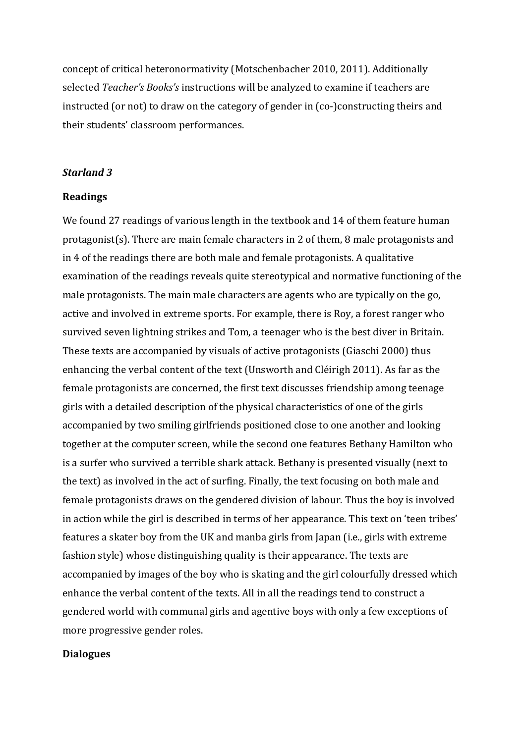concept of critical heteronormativity (Motschenbacher 2010, 2011). Additionally selected *Teacher's Books's* instructions will be analyzed to examine if teachers are instructed (or not) to draw on the category of gender in (co-)constructing theirs and their students' classroom performances.

### *Starland 3*

#### Readings

We found 27 readings of various length in the textbook and 14 of them feature human protagonist(s). There are main female characters in 2 of them, 8 male protagonists and in 4 of the readings there are both male and female protagonists. A qualitative examination of the readings reveals quite stereotypical and normative functioning of the male protagonists. The main male characters are agents who are typically on the go, active and involved in extreme sports. For example, there is Roy, a forest ranger who survived seven lightning strikes and Tom, a teenager who is the best diver in Britain. These texts are accompanied by visuals of active protagonists (Giaschi 2000) thus enhancing the verbal content of the text (Unsworth and Cléirigh 2011). As far as the female protagonists are concerned, the first text discusses friendship among teenage girls with a detailed description of the physical characteristics of one of the girls accompanied by two smiling girlfriends positioned close to one another and looking together at the computer screen, while the second one features Bethany Hamilton who is a surfer who survived a terrible shark attack. Bethany is presented visually (next to the text) as involved in the act of surfing. Finally, the text focusing on both male and female protagonists draws on the gendered division of labour. Thus the boy is involved in action while the girl is described in terms of her appearance. This text on 'teen tribes' features a skater boy from the UK and manba girls from Japan (i.e., girls with extreme fashion style) whose distinguishing quality is their appearance. The texts are accompanied by images of the boy who is skating and the girl colourfully dressed which enhance the verbal content of the texts. All in all the readings tend to construct a gendered world with communal girls and agentive boys with only a few exceptions of more progressive gender roles.

#### Dialogues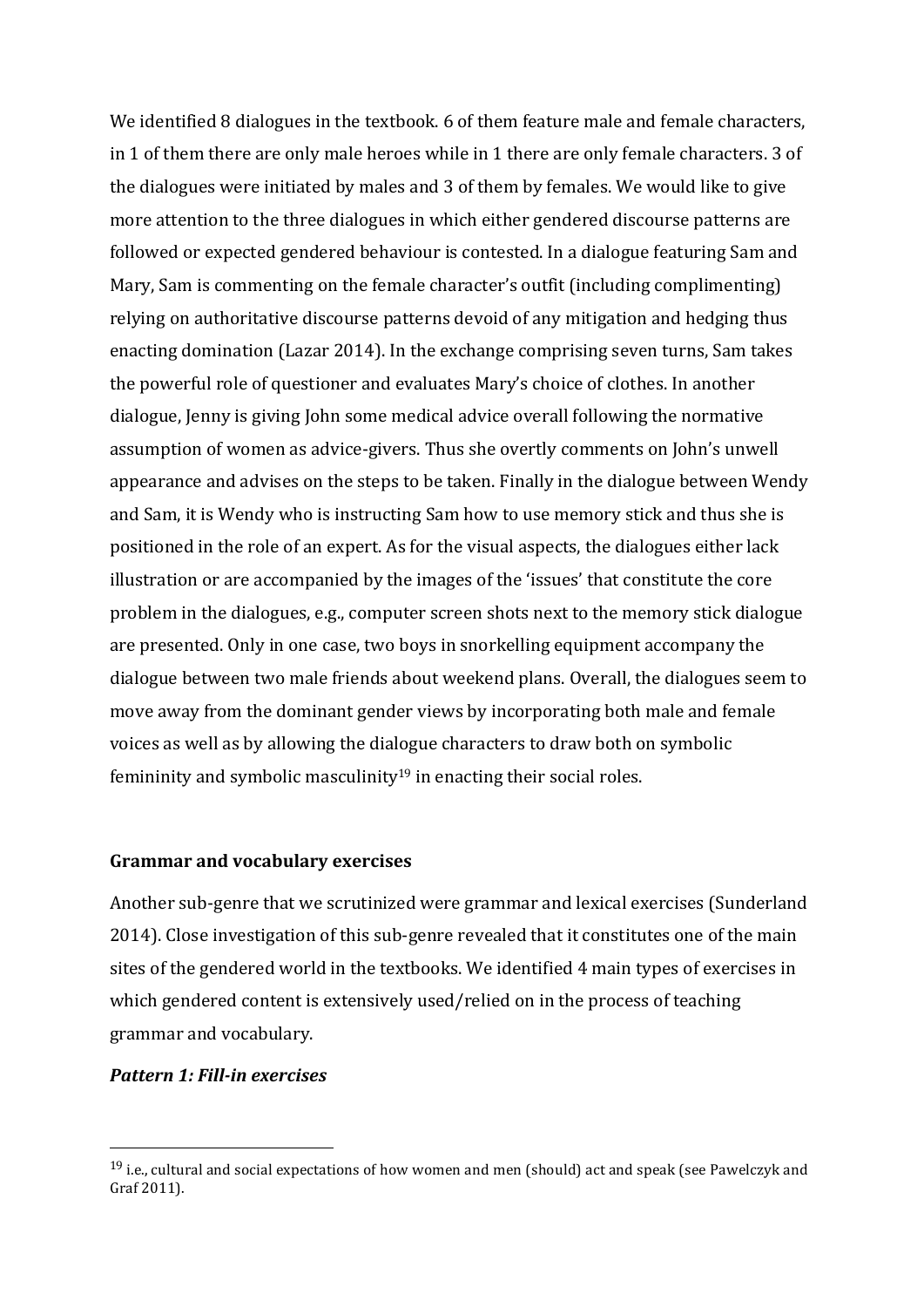We identified 8 dialogues in the textbook. 6 of them feature male and female characters, in 1 of them there are only male heroes while in 1 there are only female characters. 3 of the dialogues were initiated by males and 3 of them by females. We would like to give more attention to the three dialogues in which either gendered discourse patterns are followed or expected gendered behaviour is contested. In a dialogue featuring Sam and Mary, Sam is commenting on the female character's outfit (including complimenting) relying on authoritative discourse patterns devoid of any mitigation and hedging thus enacting domination (Lazar 2014). In the exchange comprising seven turns, Sam takes the powerful role of questioner and evaluates Mary's choice of clothes. In another dialogue, Jenny is giving John some medical advice overall following the normative assumption of women as advice-givers. Thus she overtly comments on John's unwell appearance and advises on the steps to be taken. Finally in the dialogue between Wendy and Sam, it is Wendy who is instructing Sam how to use memory stick and thus she is positioned in the role of an expert. As for the visual aspects, the dialogues either lack illustration or are accompanied by the images of the 'issues' that constitute the core problem in the dialogues, e.g., computer screen shots next to the memory stick dialogue are presented. Only in one case, two boys in snorkelling equipment accompany the dialogue between two male friends about weekend plans. Overall, the dialogues seem to move away from the dominant gender views by incorporating both male and female voices as well as by allowing the dialogue characters to draw both on symbolic femininity and symbolic masculinity[19] in enacting their social roles.

## Grammar and vocabulary exercises

Another sub-genre that we scrutinized were grammar and lexical exercises (Sunderland 2014). Close investigation of this sub-genre revealed that it constitutes one of the main sites of the gendered world in the textbooks. We identified 4 main types of exercises in which gendered content is extensively used/relied on in the process of teaching grammar and vocabulary.

### *Pattern 1: Fill-in exercises*

---

[19] i.e., cultural and social expectations of how women and men (should) act and speak (see Pawelczyk and Graf 2011).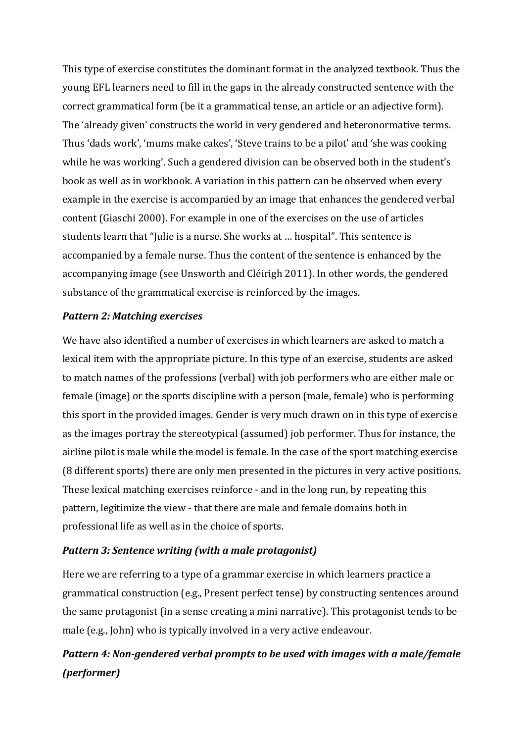This type of exercise constitutes the dominant format in the analyzed textbook. Thus the young EFL learners need to fill in the gaps in the already constructed sentence with the correct grammatical form (be it a grammatical tense, an article or an adjective form). The 'already given' constructs the world in very gendered and heteronormative terms. Thus 'dads work', 'mums make cakes', 'Steve trains to be a pilot' and 'she was cooking while he was working'. Such a gendered division can be observed both in the student's book as well as in workbook. A variation in this pattern can be observed when every example in the exercise is accompanied by an image that enhances the gendered verbal content (Giaschi 2000). For example in one of the exercises on the use of articles students learn that "Julie is a nurse. She works at … hospital". This sentence is accompanied by a female nurse. Thus the content of the sentence is enhanced by the accompanying image (see Unsworth and Cléirigh 2011). In other words, the gendered substance of the grammatical exercise is reinforced by the images.

***Pattern 2: Matching exercises***

We have also identified a number of exercises in which learners are asked to match a lexical item with the appropriate picture. In this type of an exercise, students are asked to match names of the professions (verbal) with job performers who are either male or female (image) or the sports discipline with a person (male, female) who is performing this sport in the provided images. Gender is very much drawn on in this type of exercise as the images portray the stereotypical (assumed) job performer. Thus for instance, the airline pilot is male while the model is female. In the case of the sport matching exercise (8 different sports) there are only men presented in the pictures in very active positions. These lexical matching exercises reinforce - and in the long run, by repeating this pattern, legitimize the view - that there are male and female domains both in professional life as well as in the choice of sports.

***Pattern 3: Sentence writing (with a male protagonist)***

Here we are referring to a type of a grammar exercise in which learners practice a grammatical construction (e.g., Present perfect tense) by constructing sentences around the same protagonist (in a sense creating a mini narrative). This protagonist tends to be male (e.g., John) who is typically involved in a very active endeavour.

***Pattern 4: Non-gendered verbal prompts to be used with images with a male/female (performer)***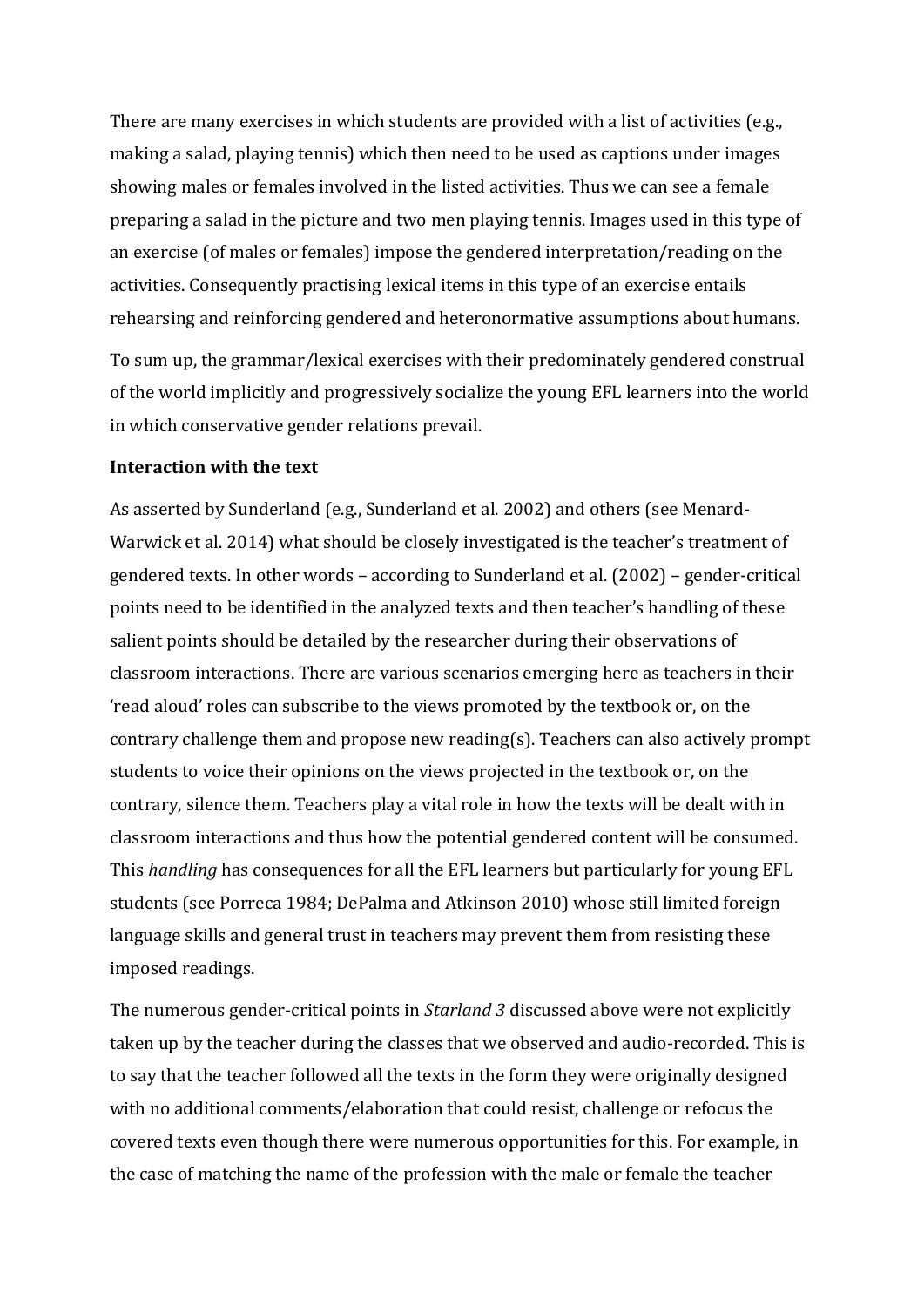There are many exercises in which students are provided with a list of activities (e.g., making a salad, playing tennis) which then need to be used as captions under images showing males or females involved in the listed activities. Thus we can see a female preparing a salad in the picture and two men playing tennis. Images used in this type of an exercise (of males or females) impose the gendered interpretation/reading on the activities. Consequently practising lexical items in this type of an exercise entails rehearsing and reinforcing gendered and heteronormative assumptions about humans.

To sum up, the grammar/lexical exercises with their predominately gendered construal of the world implicitly and progressively socialize the young EFL learners into the world in which conservative gender relations prevail.

**Interaction with the text**

As asserted by Sunderland (e.g., Sunderland et al. 2002) and others (see Menard-Warwick et al. 2014) what should be closely investigated is the teacher's treatment of gendered texts. In other words – according to Sunderland et al. (2002) – gender-critical points need to be identified in the analyzed texts and then teacher's handling of these salient points should be detailed by the researcher during their observations of classroom interactions. There are various scenarios emerging here as teachers in their 'read aloud' roles can subscribe to the views promoted by the textbook or, on the contrary challenge them and propose new reading(s). Teachers can also actively prompt students to voice their opinions on the views projected in the textbook or, on the contrary, silence them. Teachers play a vital role in how the texts will be dealt with in classroom interactions and thus how the potential gendered content will be consumed. This *handling* has consequences for all the EFL learners but particularly for young EFL students (see Porreca 1984; DePalma and Atkinson 2010) whose still limited foreign language skills and general trust in teachers may prevent them from resisting these imposed readings.

The numerous gender-critical points in *Starland 3* discussed above were not explicitly taken up by the teacher during the classes that we observed and audio-recorded. This is to say that the teacher followed all the texts in the form they were originally designed with no additional comments/elaboration that could resist, challenge or refocus the covered texts even though there were numerous opportunities for this. For example, in the case of matching the name of the profession with the male or female the teacher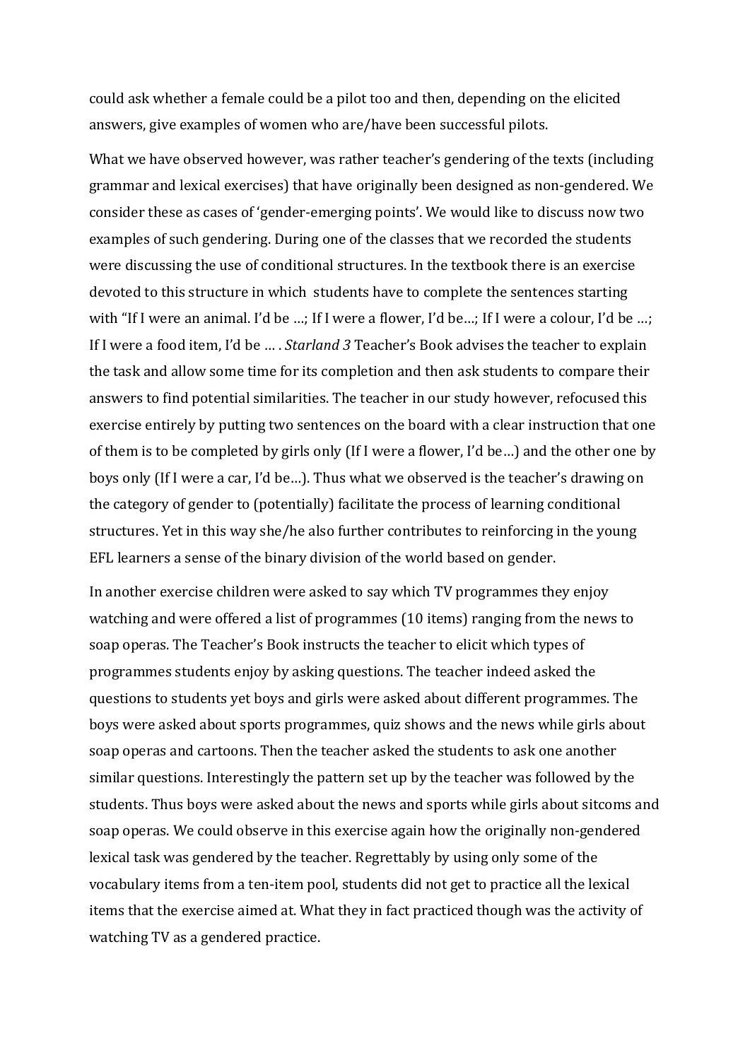could ask whether a female could be a pilot too and then, depending on the elicited answers, give examples of women who are/have been successful pilots.

What we have observed however, was rather teacher's gendering of the texts (including grammar and lexical exercises) that have originally been designed as non-gendered. We consider these as cases of 'gender-emerging points'. We would like to discuss now two examples of such gendering. During one of the classes that we recorded the students were discussing the use of conditional structures. In the textbook there is an exercise devoted to this structure in which students have to complete the sentences starting with "If I were an animal. I'd be …; If I were a flower, I'd be…; If I were a colour, I'd be …; If I were a food item, I'd be … . *Starland 3* Teacher's Book advises the teacher to explain the task and allow some time for its completion and then ask students to compare their answers to find potential similarities. The teacher in our study however, refocused this exercise entirely by putting two sentences on the board with a clear instruction that one of them is to be completed by girls only (If I were a flower, I'd be…) and the other one by boys only (If I were a car, I'd be…). Thus what we observed is the teacher's drawing on the category of gender to (potentially) facilitate the process of learning conditional structures. Yet in this way she/he also further contributes to reinforcing in the young EFL learners a sense of the binary division of the world based on gender.

In another exercise children were asked to say which TV programmes they enjoy watching and were offered a list of programmes (10 items) ranging from the news to soap operas. The Teacher's Book instructs the teacher to elicit which types of programmes students enjoy by asking questions. The teacher indeed asked the questions to students yet boys and girls were asked about different programmes. The boys were asked about sports programmes, quiz shows and the news while girls about soap operas and cartoons. Then the teacher asked the students to ask one another similar questions. Interestingly the pattern set up by the teacher was followed by the students. Thus boys were asked about the news and sports while girls about sitcoms and soap operas. We could observe in this exercise again how the originally non-gendered lexical task was gendered by the teacher. Regrettably by using only some of the vocabulary items from a ten-item pool, students did not get to practice all the lexical items that the exercise aimed at. What they in fact practiced though was the activity of watching TV as a gendered practice.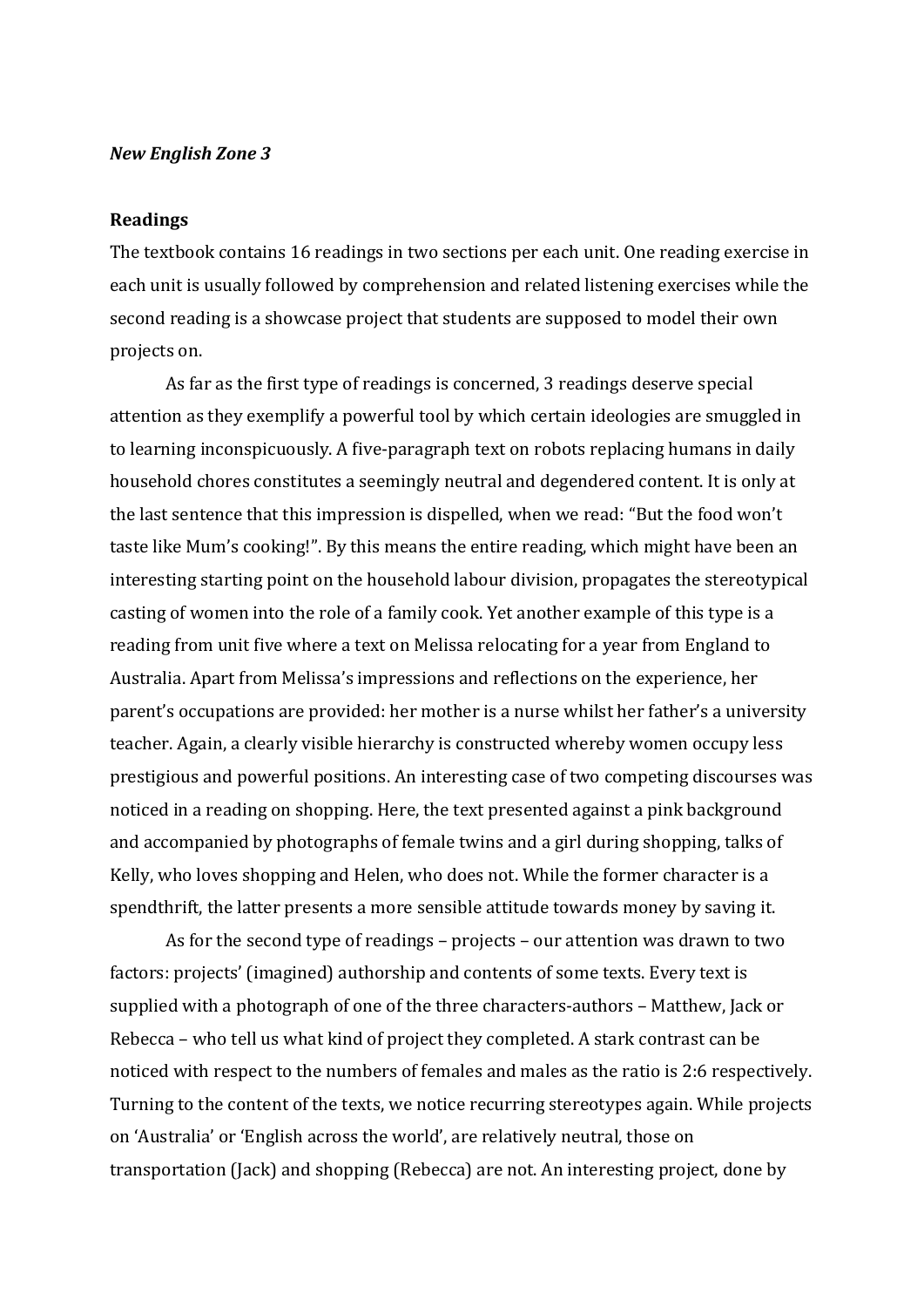***New English Zone 3***

**Readings**

The textbook contains 16 readings in two sections per each unit. One reading exercise in each unit is usually followed by comprehension and related listening exercises while the second reading is a showcase project that students are supposed to model their own projects on.

As far as the first type of readings is concerned, 3 readings deserve special attention as they exemplify a powerful tool by which certain ideologies are smuggled in to learning inconspicuously. A five-paragraph text on robots replacing humans in daily household chores constitutes a seemingly neutral and degendered content. It is only at the last sentence that this impression is dispelled, when we read: "But the food won't taste like Mum's cooking!". By this means the entire reading, which might have been an interesting starting point on the household labour division, propagates the stereotypical casting of women into the role of a family cook. Yet another example of this type is a reading from unit five where a text on Melissa relocating for a year from England to Australia. Apart from Melissa's impressions and reflections on the experience, her parent's occupations are provided: her mother is a nurse whilst her father's a university teacher. Again, a clearly visible hierarchy is constructed whereby women occupy less prestigious and powerful positions. An interesting case of two competing discourses was noticed in a reading on shopping. Here, the text presented against a pink background and accompanied by photographs of female twins and a girl during shopping, talks of Kelly, who loves shopping and Helen, who does not. While the former character is a spendthrift, the latter presents a more sensible attitude towards money by saving it.

As for the second type of readings – projects – our attention was drawn to two factors: projects' (imagined) authorship and contents of some texts. Every text is supplied with a photograph of one of the three characters-authors – Matthew, Jack or Rebecca – who tell us what kind of project they completed. A stark contrast can be noticed with respect to the numbers of females and males as the ratio is 2:6 respectively. Turning to the content of the texts, we notice recurring stereotypes again. While projects on 'Australia' or 'English across the world', are relatively neutral, those on transportation (Jack) and shopping (Rebecca) are not. An interesting project, done by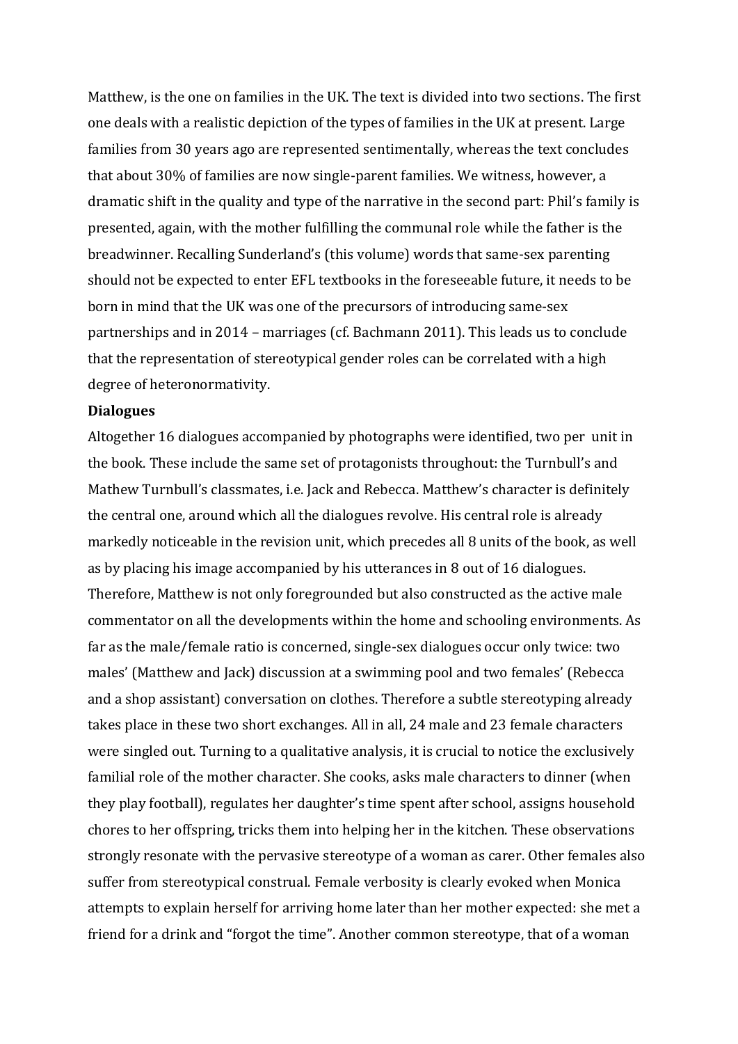Matthew, is the one on families in the UK. The text is divided into two sections. The first one deals with a realistic depiction of the types of families in the UK at present. Large families from 30 years ago are represented sentimentally, whereas the text concludes that about 30% of families are now single-parent families. We witness, however, a dramatic shift in the quality and type of the narrative in the second part: Phil's family is presented, again, with the mother fulfilling the communal role while the father is the breadwinner. Recalling Sunderland's (this volume) words that same-sex parenting should not be expected to enter EFL textbooks in the foreseeable future, it needs to be born in mind that the UK was one of the precursors of introducing same-sex partnerships and in 2014 – marriages (cf. Bachmann 2011). This leads us to conclude that the representation of stereotypical gender roles can be correlated with a high degree of heteronormativity.

**Dialogues**

Altogether 16 dialogues accompanied by photographs were identified, two per unit in the book. These include the same set of protagonists throughout: the Turnbull's and Mathew Turnbull's classmates, i.e. Jack and Rebecca. Matthew's character is definitely the central one, around which all the dialogues revolve. His central role is already markedly noticeable in the revision unit, which precedes all 8 units of the book, as well as by placing his image accompanied by his utterances in 8 out of 16 dialogues. Therefore, Matthew is not only foregrounded but also constructed as the active male commentator on all the developments within the home and schooling environments. As far as the male/female ratio is concerned, single-sex dialogues occur only twice: two males' (Matthew and Jack) discussion at a swimming pool and two females' (Rebecca and a shop assistant) conversation on clothes. Therefore a subtle stereotyping already takes place in these two short exchanges. All in all, 24 male and 23 female characters were singled out. Turning to a qualitative analysis, it is crucial to notice the exclusively familial role of the mother character. She cooks, asks male characters to dinner (when they play football), regulates her daughter's time spent after school, assigns household chores to her offspring, tricks them into helping her in the kitchen. These observations strongly resonate with the pervasive stereotype of a woman as carer. Other females also suffer from stereotypical construal. Female verbosity is clearly evoked when Monica attempts to explain herself for arriving home later than her mother expected: she met a friend for a drink and "forgot the time". Another common stereotype, that of a woman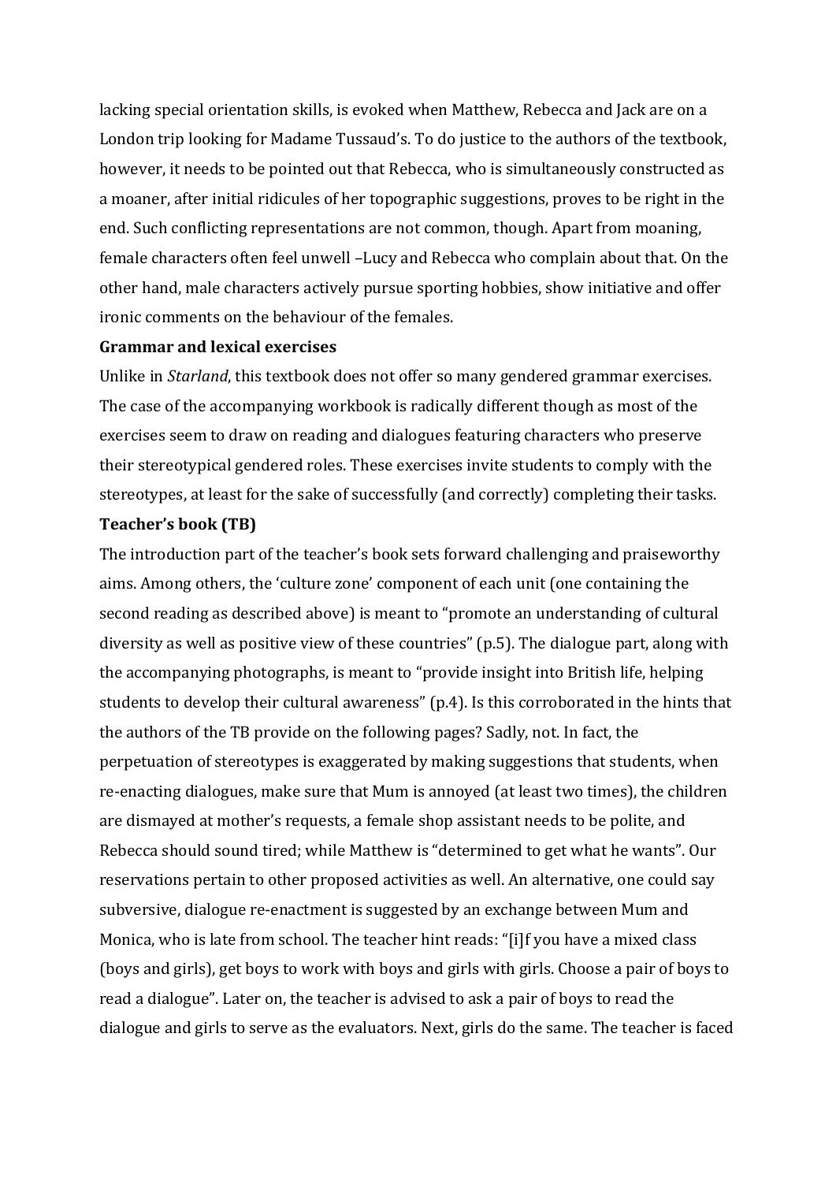lacking special orientation skills, is evoked when Matthew, Rebecca and Jack are on a London trip looking for Madame Tussaud's. To do justice to the authors of the textbook, however, it needs to be pointed out that Rebecca, who is simultaneously constructed as a moaner, after initial ridicules of her topographic suggestions, proves to be right in the end. Such conflicting representations are not common, though. Apart from moaning, female characters often feel unwell –Lucy and Rebecca who complain about that. On the other hand, male characters actively pursue sporting hobbies, show initiative and offer ironic comments on the behaviour of the females.

**Grammar and lexical exercises**

Unlike in *Starland*, this textbook does not offer so many gendered grammar exercises. The case of the accompanying workbook is radically different though as most of the exercises seem to draw on reading and dialogues featuring characters who preserve their stereotypical gendered roles. These exercises invite students to comply with the stereotypes, at least for the sake of successfully (and correctly) completing their tasks.

**Teacher's book (TB)**

The introduction part of the teacher's book sets forward challenging and praiseworthy aims. Among others, the 'culture zone' component of each unit (one containing the second reading as described above) is meant to "promote an understanding of cultural diversity as well as positive view of these countries" (p.5). The dialogue part, along with the accompanying photographs, is meant to "provide insight into British life, helping students to develop their cultural awareness" (p.4). Is this corroborated in the hints that the authors of the TB provide on the following pages? Sadly, not. In fact, the perpetuation of stereotypes is exaggerated by making suggestions that students, when re-enacting dialogues, make sure that Mum is annoyed (at least two times), the children are dismayed at mother's requests, a female shop assistant needs to be polite, and Rebecca should sound tired; while Matthew is "determined to get what he wants". Our reservations pertain to other proposed activities as well. An alternative, one could say subversive, dialogue re-enactment is suggested by an exchange between Mum and Monica, who is late from school. The teacher hint reads: "[i]f you have a mixed class (boys and girls), get boys to work with boys and girls with girls. Choose a pair of boys to read a dialogue". Later on, the teacher is advised to ask a pair of boys to read the dialogue and girls to serve as the evaluators. Next, girls do the same. The teacher is faced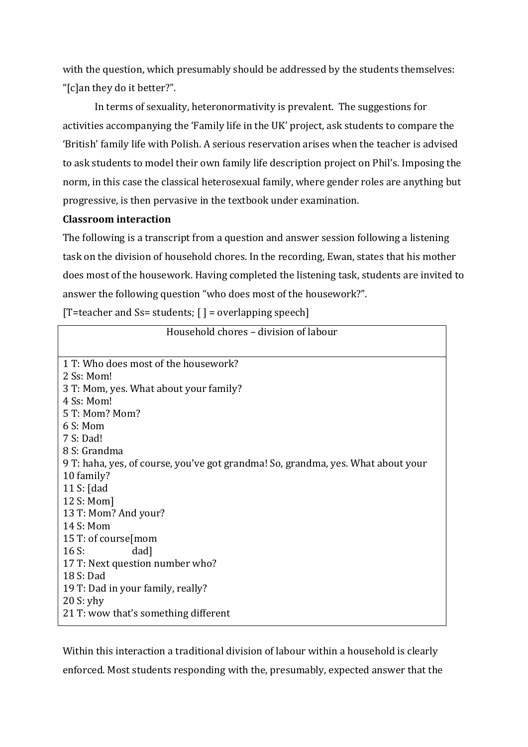with the question, which presumably should be addressed by the students themselves: "[c]an they do it better?".

In terms of sexuality, heteronormativity is prevalent. The suggestions for activities accompanying the 'Family life in the UK' project, ask students to compare the 'British' family life with Polish. A serious reservation arises when the teacher is advised to ask students to model their own family life description project on Phil's. Imposing the norm, in this case the classical heterosexual family, where gender roles are anything but progressive, is then pervasive in the textbook under examination.

**Classroom interaction**

The following is a transcript from a question and answer session following a listening task on the division of household chores. In the recording, Ewan, states that his mother does most of the housework. Having completed the listening task, students are invited to answer the following question "who does most of the housework?".

[T=teacher and Ss= students; [ ] = overlapping speech]

| Household chores – division of labour |
|---|
| 1 T: Who does most of the housework?<br>2 Ss: Mom!<br>3 T: Mom, yes. What about your family?<br>4 Ss: Mom!<br>5 T: Mom? Mom?<br>6 S: Mom<br>7 S: Dad!<br>8 S: Grandma<br>9 T: haha, yes, of course, you've got grandma! So, grandma, yes. What about your<br>10 family?<br>11 S: [dad<br>12 S: Mom]<br>13 T: Mom? And your?<br>14 S: Mom<br>15 T: of course[mom<br>16 S: dad]<br>17 T: Next question number who?<br>18 S: Dad<br>19 T: Dad in your family, really?<br>20 S: yhy<br>21 T: wow that's something different |

Within this interaction a traditional division of labour within a household is clearly enforced. Most students responding with the, presumably, expected answer that the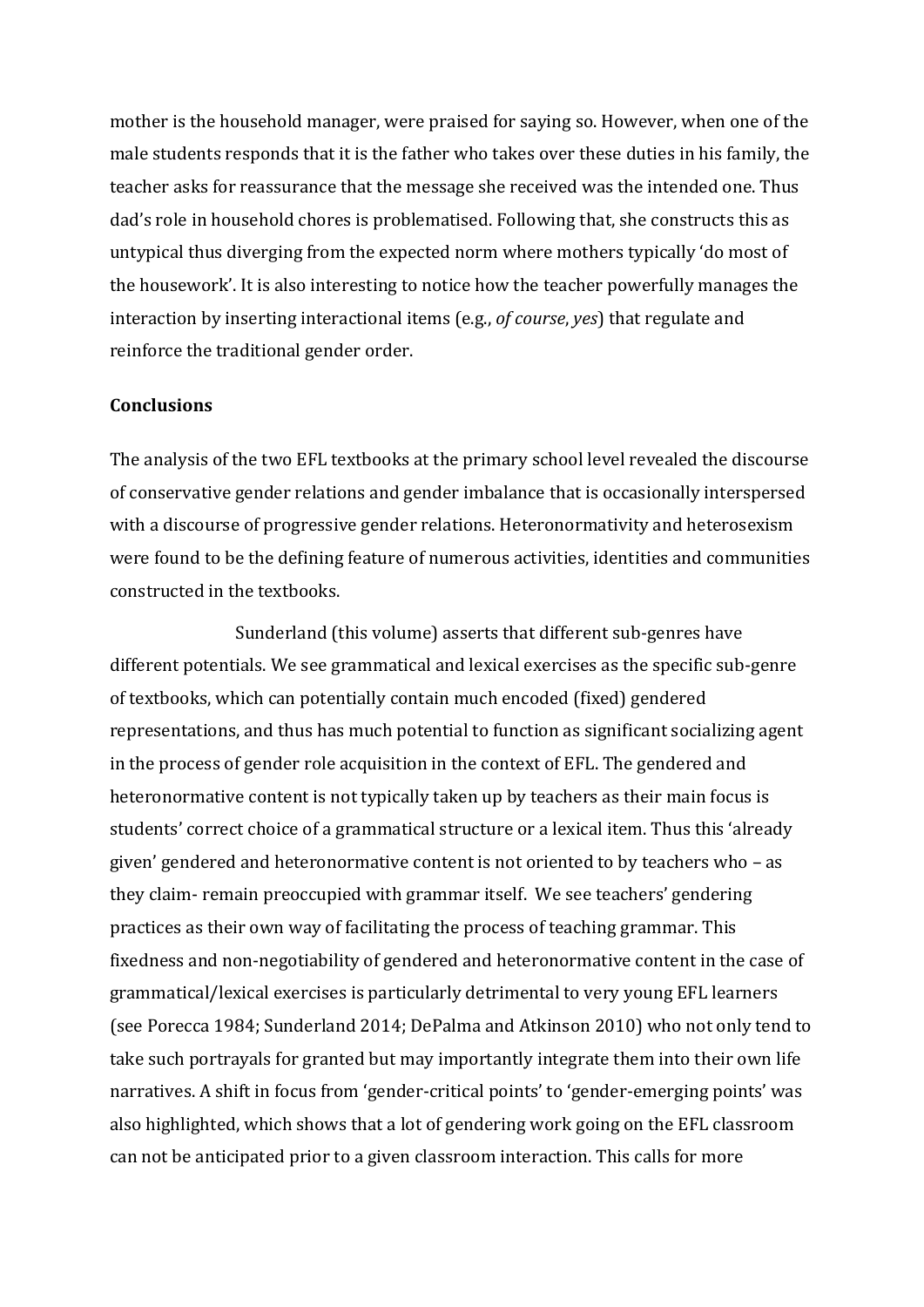mother is the household manager, were praised for saying so. However, when one of the male students responds that it is the father who takes over these duties in his family, the teacher asks for reassurance that the message she received was the intended one. Thus dad's role in household chores is problematised. Following that, she constructs this as untypical thus diverging from the expected norm where mothers typically 'do most of the housework'. It is also interesting to notice how the teacher powerfully manages the interaction by inserting interactional items (e.g., *of course*, *yes*) that regulate and reinforce the traditional gender order.

**Conclusions**

The analysis of the two EFL textbooks at the primary school level revealed the discourse of conservative gender relations and gender imbalance that is occasionally interspersed with a discourse of progressive gender relations. Heteronormativity and heterosexism were found to be the defining feature of numerous activities, identities and communities constructed in the textbooks.

Sunderland (this volume) asserts that different sub-genres have different potentials. We see grammatical and lexical exercises as the specific sub-genre of textbooks, which can potentially contain much encoded (fixed) gendered representations, and thus has much potential to function as significant socializing agent in the process of gender role acquisition in the context of EFL. The gendered and heteronormative content is not typically taken up by teachers as their main focus is students' correct choice of a grammatical structure or a lexical item. Thus this 'already given' gendered and heteronormative content is not oriented to by teachers who – as they claim- remain preoccupied with grammar itself. We see teachers' gendering practices as their own way of facilitating the process of teaching grammar. This fixedness and non-negotiability of gendered and heteronormative content in the case of grammatical/lexical exercises is particularly detrimental to very young EFL learners (see Porecca 1984; Sunderland 2014; DePalma and Atkinson 2010) who not only tend to take such portrayals for granted but may importantly integrate them into their own life narratives. A shift in focus from 'gender-critical points' to 'gender-emerging points' was also highlighted, which shows that a lot of gendering work going on the EFL classroom can not be anticipated prior to a given classroom interaction. This calls for more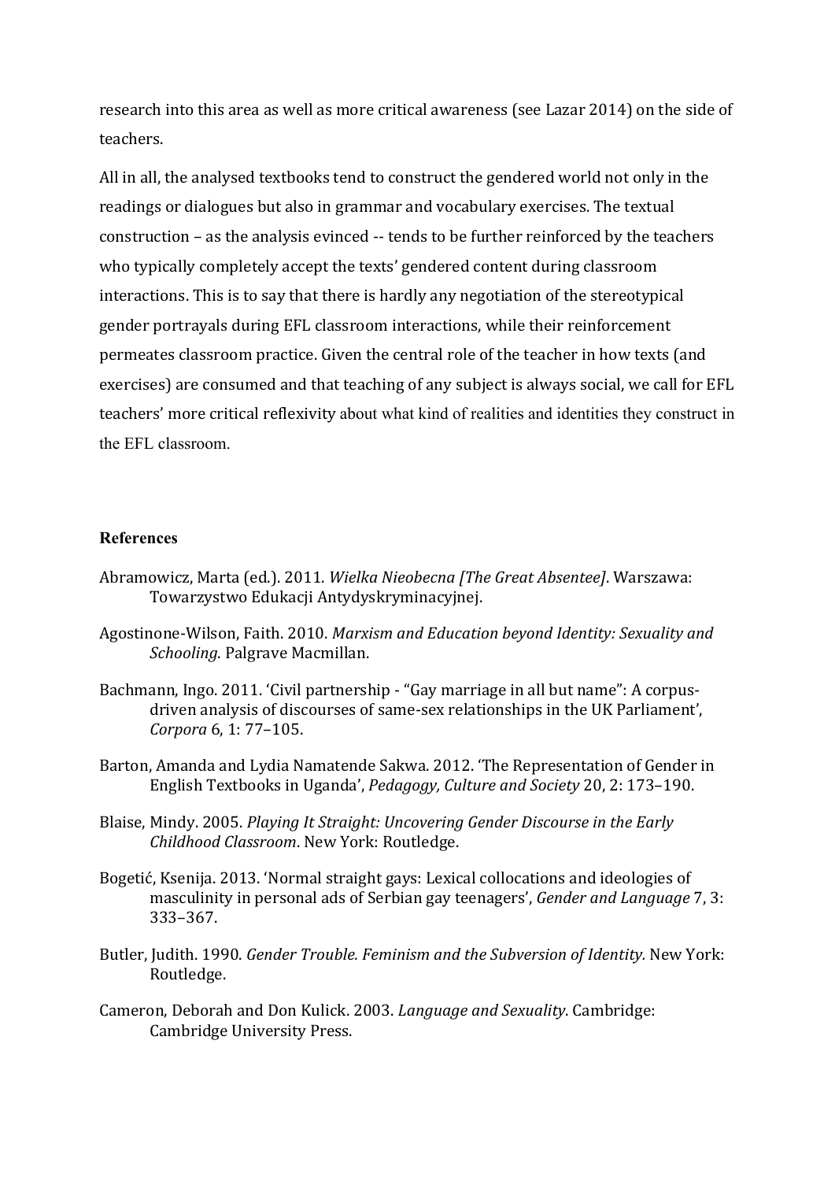research into this area as well as more critical awareness (see Lazar 2014) on the side of teachers.

All in all, the analysed textbooks tend to construct the gendered world not only in the readings or dialogues but also in grammar and vocabulary exercises. The textual construction – as the analysis evinced -- tends to be further reinforced by the teachers who typically completely accept the texts' gendered content during classroom interactions. This is to say that there is hardly any negotiation of the stereotypical gender portrayals during EFL classroom interactions, while their reinforcement permeates classroom practice. Given the central role of the teacher in how texts (and exercises) are consumed and that teaching of any subject is always social, we call for EFL teachers' more critical reflexivity about what kind of realities and identities they construct in the EFL classroom.

## References

Abramowicz, Marta (ed.). 2011. *Wielka Nieobecna [The Great Absentee]*. Warszawa: Towarzystwo Edukacji Antydyskryminacyjnej.

Agostinone-Wilson, Faith. 2010. *Marxism and Education beyond Identity: Sexuality and Schooling*. Palgrave Macmillan.

Bachmann, Ingo. 2011. 'Civil partnership - "Gay marriage in all but name": A corpus-driven analysis of discourses of same-sex relationships in the UK Parliament', *Corpora* 6, 1: 77–105.

Barton, Amanda and Lydia Namatende Sakwa. 2012. 'The Representation of Gender in English Textbooks in Uganda', *Pedagogy, Culture and Society* 20, 2: 173–190.

Blaise, Mindy. 2005. *Playing It Straight: Uncovering Gender Discourse in the Early Childhood Classroom*. New York: Routledge.

Bogetić, Ksenija. 2013. 'Normal straight gays: Lexical collocations and ideologies of masculinity in personal ads of Serbian gay teenagers', *Gender and Language* 7, 3: 333–367.

Butler, Judith. 1990. *Gender Trouble. Feminism and the Subversion of Identity.* New York: Routledge.

Cameron, Deborah and Don Kulick. 2003. *Language and Sexuality*. Cambridge: Cambridge University Press.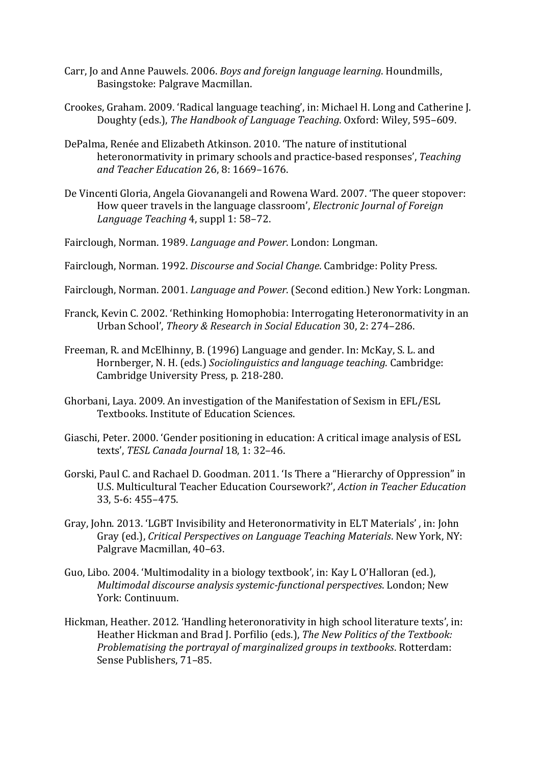Carr, Jo and Anne Pauwels. 2006. *Boys and foreign language learning*. Houndmills, Basingstoke: Palgrave Macmillan.

Crookes, Graham. 2009. 'Radical language teaching', in: Michael H. Long and Catherine J. Doughty (eds.), *The Handbook of Language Teaching*. Oxford: Wiley, 595–609.

DePalma, Renée and Elizabeth Atkinson. 2010. 'The nature of institutional heteronormativity in primary schools and practice-based responses', *Teaching and Teacher Education* 26, 8: 1669–1676.

De Vincenti Gloria, Angela Giovanangeli and Rowena Ward. 2007. 'The queer stopover: How queer travels in the language classroom', *Electronic Journal of Foreign Language Teaching* 4, suppl 1: 58–72.

Fairclough, Norman. 1989. *Language and Power*. London: Longman.

Fairclough, Norman. 1992. *Discourse and Social Change*. Cambridge: Polity Press.

Fairclough, Norman. 2001. *Language and Power*. (Second edition.) New York: Longman.

Franck, Kevin C. 2002. 'Rethinking Homophobia: Interrogating Heteronormativity in an Urban School', *Theory & Research in Social Education* 30, 2: 274–286.

Freeman, R. and McElhinny, B. (1996) Language and gender. In: McKay, S. L. and Hornberger, N. H. (eds.) *Sociolinguistics and language teaching*. Cambridge: Cambridge University Press, p. 218-280.

Ghorbani, Laya. 2009. An investigation of the Manifestation of Sexism in EFL/ESL Textbooks. Institute of Education Sciences.

Giaschi, Peter. 2000. 'Gender positioning in education: A critical image analysis of ESL texts', *TESL Canada Journal* 18, 1: 32–46.

Gorski, Paul C. and Rachael D. Goodman. 2011. 'Is There a "Hierarchy of Oppression" in U.S. Multicultural Teacher Education Coursework?', *Action in Teacher Education* 33, 5-6: 455–475.

Gray, John. 2013. 'LGBT Invisibility and Heteronormativity in ELT Materials' , in: John Gray (ed.), *Critical Perspectives on Language Teaching Materials*. New York, NY: Palgrave Macmillan, 40–63.

Guo, Libo. 2004. 'Multimodality in a biology textbook', in: Kay L O'Halloran (ed.), *Multimodal discourse analysis systemic-functional perspectives*. London; New York: Continuum.

Hickman, Heather. 2012. 'Handling heteronorativity in high school literature texts', in: Heather Hickman and Brad J. Porfilio (eds.), *The New Politics of the Textbook: Problematising the portrayal of marginalized groups in textbooks*. Rotterdam: Sense Publishers, 71–85.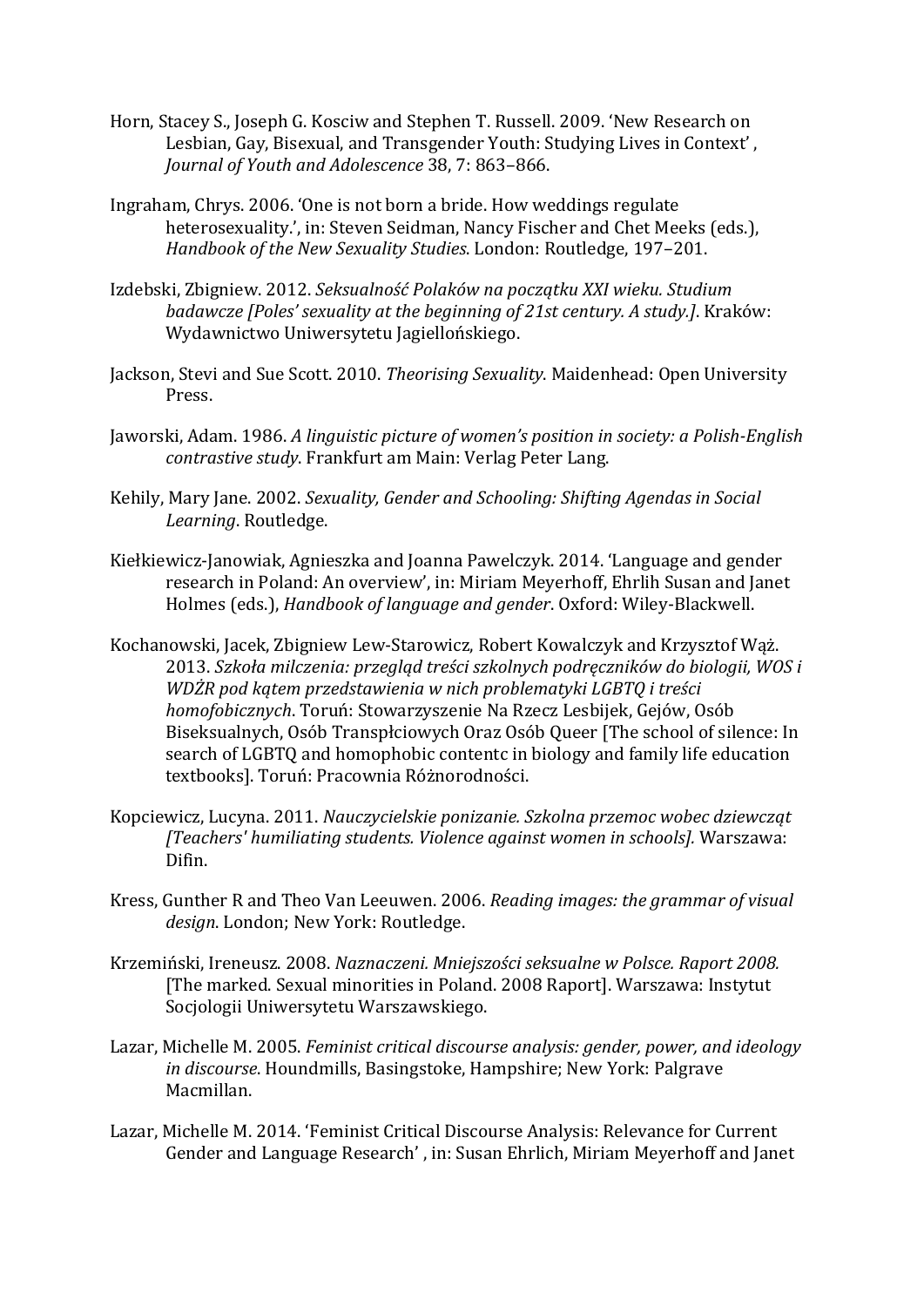Horn, Stacey S., Joseph G. Kosciw and Stephen T. Russell. 2009. 'New Research on Lesbian, Gay, Bisexual, and Transgender Youth: Studying Lives in Context' , *Journal of Youth and Adolescence* 38, 7: 863–866.

Ingraham, Chrys. 2006. 'One is not born a bride. How weddings regulate heterosexuality.', in: Steven Seidman, Nancy Fischer and Chet Meeks (eds.), *Handbook of the New Sexuality Studies*. London: Routledge, 197–201.

Izdebski, Zbigniew. 2012. *Seksualność Polaków na początku XXI wieku. Studium badawcze [Poles' sexuality at the beginning of 21st century. A study.]*. Kraków: Wydawnictwo Uniwersytetu Jagiellońskiego.

Jackson, Stevi and Sue Scott. 2010. *Theorising Sexuality*. Maidenhead: Open University Press.

Jaworski, Adam. 1986. *A linguistic picture of women's position in society: a Polish-English contrastive study*. Frankfurt am Main: Verlag Peter Lang.

Kehily, Mary Jane. 2002. *Sexuality, Gender and Schooling: Shifting Agendas in Social Learning*. Routledge.

Kiełkiewicz-Janowiak, Agnieszka and Joanna Pawelczyk. 2014. 'Language and gender research in Poland: An overview', in: Miriam Meyerhoff, Ehrlih Susan and Janet Holmes (eds.), *Handbook of language and gender*. Oxford: Wiley-Blackwell.

Kochanowski, Jacek, Zbigniew Lew-Starowicz, Robert Kowalczyk and Krzysztof Wąż. 2013. *Szkoła milczenia: przegląd treści szkolnych podręczników do biologii, WOS i WDŻR pod kątem przedstawienia w nich problematyki LGBTQ i treści homofobicznych*. Toruń: Stowarzyszenie Na Rzecz Lesbijek, Gejów, Osób Biseksualnych, Osób Transpłciowych Oraz Osób Queer [The school of silence: In search of LGBTQ and homophobic contentc in biology and family life education textbooks]. Toruń: Pracownia Różnorodności.

Kopciewicz, Lucyna. 2011. *Nauczycielskie ponizanie. Szkolna przemoc wobec dziewcząt [Teachers' humiliating students. Violence against women in schools].* Warszawa: Difin.

Kress, Gunther R and Theo Van Leeuwen. 2006. *Reading images: the grammar of visual design*. London; New York: Routledge.

Krzemiński, Ireneusz. 2008. *Naznaczeni. Mniejszości seksualne w Polsce. Raport 2008.* [The marked. Sexual minorities in Poland. 2008 Raport]. Warszawa: Instytut Socjologii Uniwersytetu Warszawskiego.

Lazar, Michelle M. 2005. *Feminist critical discourse analysis: gender, power, and ideology in discourse*. Houndmills, Basingstoke, Hampshire; New York: Palgrave Macmillan.

Lazar, Michelle M. 2014. 'Feminist Critical Discourse Analysis: Relevance for Current Gender and Language Research' , in: Susan Ehrlich, Miriam Meyerhoff and Janet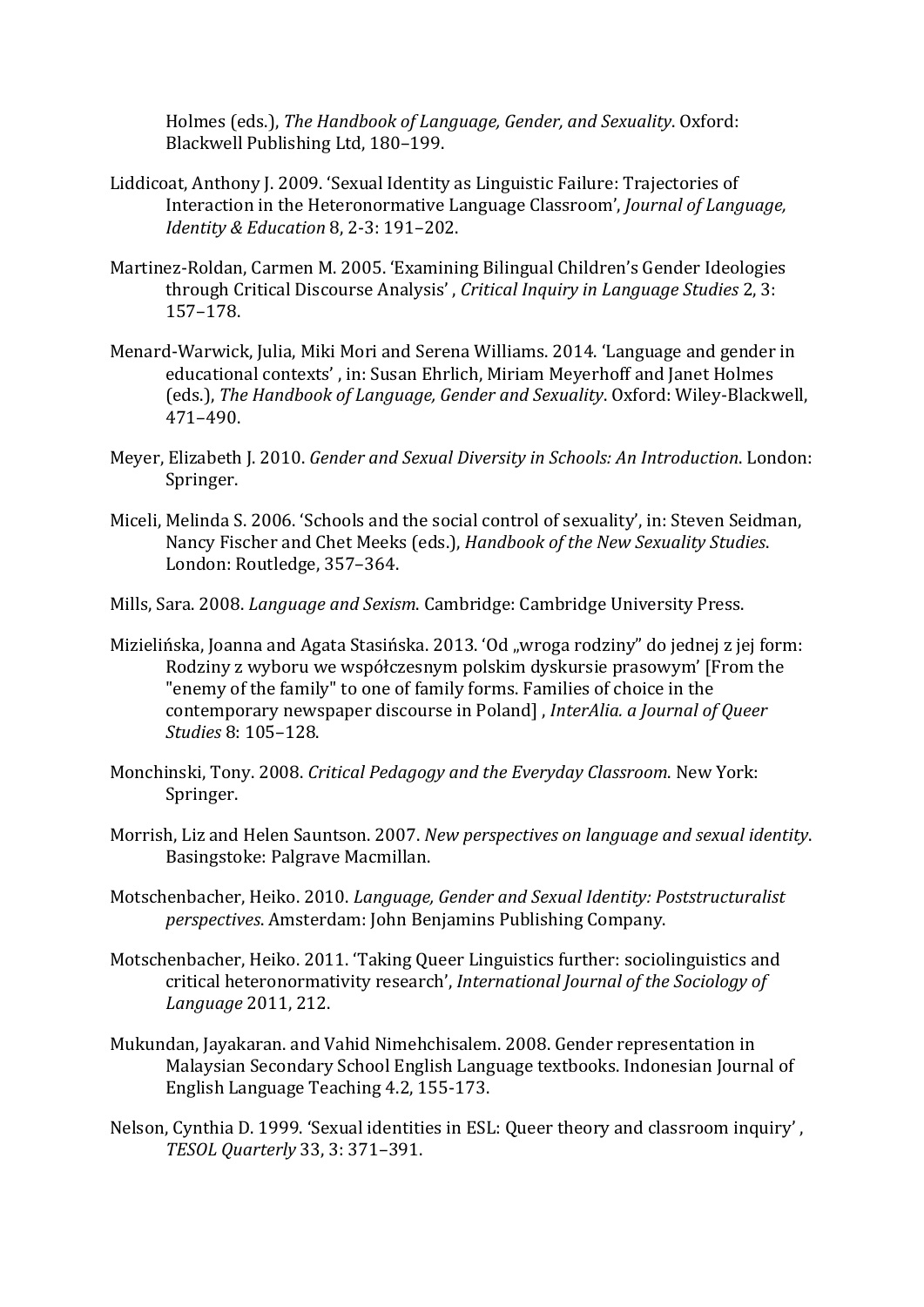Holmes (eds.), *The Handbook of Language, Gender, and Sexuality*. Oxford: Blackwell Publishing Ltd, 180–199.

Liddicoat, Anthony J. 2009. 'Sexual Identity as Linguistic Failure: Trajectories of Interaction in the Heteronormative Language Classroom', *Journal of Language, Identity & Education* 8, 2-3: 191–202.

Martinez-Roldan, Carmen M. 2005. 'Examining Bilingual Children's Gender Ideologies through Critical Discourse Analysis' , *Critical Inquiry in Language Studies* 2, 3: 157–178.

Menard-Warwick, Julia, Miki Mori and Serena Williams. 2014. 'Language and gender in educational contexts' , in: Susan Ehrlich, Miriam Meyerhoff and Janet Holmes (eds.), *The Handbook of Language, Gender and Sexuality*. Oxford: Wiley-Blackwell, 471–490.

Meyer, Elizabeth J. 2010. *Gender and Sexual Diversity in Schools: An Introduction*. London: Springer.

Miceli, Melinda S. 2006. 'Schools and the social control of sexuality', in: Steven Seidman, Nancy Fischer and Chet Meeks (eds.), *Handbook of the New Sexuality Studies*. London: Routledge, 357–364.

Mills, Sara. 2008. *Language and Sexism*. Cambridge: Cambridge University Press.

Mizielińska, Joanna and Agata Stasińska. 2013. 'Od „wroga rodziny" do jednej z jej form: Rodziny z wyboru we współczesnym polskim dyskursie prasowym' [From the "enemy of the family" to one of family forms. Families of choice in the contemporary newspaper discourse in Poland] , *InterAlia. a Journal of Queer Studies* 8: 105–128.

Monchinski, Tony. 2008. *Critical Pedagogy and the Everyday Classroom*. New York: Springer.

Morrish, Liz and Helen Sauntson. 2007. *New perspectives on language and sexual identity*. Basingstoke: Palgrave Macmillan.

Motschenbacher, Heiko. 2010. *Language, Gender and Sexual Identity: Poststructuralist perspectives*. Amsterdam: John Benjamins Publishing Company.

Motschenbacher, Heiko. 2011. 'Taking Queer Linguistics further: sociolinguistics and critical heteronormativity research', *International Journal of the Sociology of Language* 2011, 212.

Mukundan, Jayakaran. and Vahid Nimehchisalem. 2008. Gender representation in Malaysian Secondary School English Language textbooks. Indonesian Journal of English Language Teaching 4.2, 155-173.

Nelson, Cynthia D. 1999. 'Sexual identities in ESL: Queer theory and classroom inquiry' , *TESOL Quarterly* 33, 3: 371–391.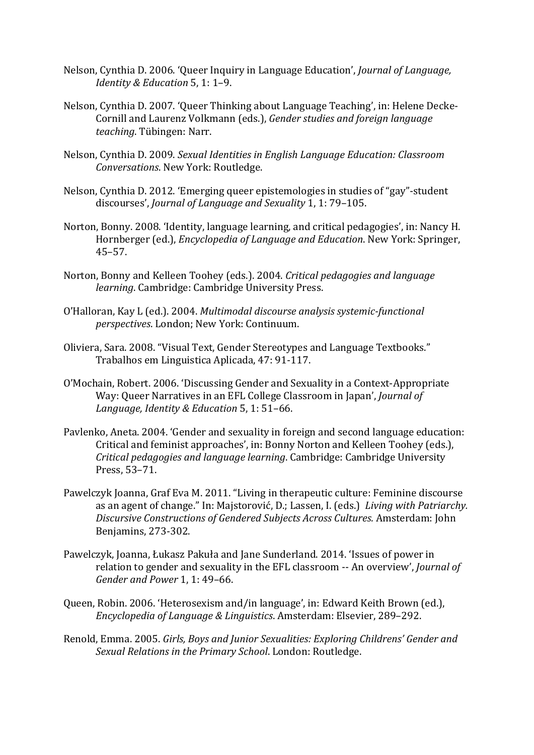Nelson, Cynthia D. 2006. 'Queer Inquiry in Language Education', *Journal of Language, Identity & Education* 5, 1: 1–9.

Nelson, Cynthia D. 2007. 'Queer Thinking about Language Teaching', in: Helene Decke-Cornill and Laurenz Volkmann (eds.), *Gender studies and foreign language teaching*. Tübingen: Narr.

Nelson, Cynthia D. 2009. *Sexual Identities in English Language Education: Classroom Conversations*. New York: Routledge.

Nelson, Cynthia D. 2012. 'Emerging queer epistemologies in studies of "gay"-student discourses', *Journal of Language and Sexuality* 1, 1: 79–105.

Norton, Bonny. 2008. 'Identity, language learning, and critical pedagogies', in: Nancy H. Hornberger (ed.), *Encyclopedia of Language and Education*. New York: Springer, 45–57.

Norton, Bonny and Kelleen Toohey (eds.). 2004. *Critical pedagogies and language learning*. Cambridge: Cambridge University Press.

O'Halloran, Kay L (ed.). 2004. *Multimodal discourse analysis systemic-functional perspectives*. London; New York: Continuum.

Oliviera, Sara. 2008. "Visual Text, Gender Stereotypes and Language Textbooks." Trabalhos em Linguistica Aplicada, 47: 91-117.

O'Mochain, Robert. 2006. 'Discussing Gender and Sexuality in a Context-Appropriate Way: Queer Narratives in an EFL College Classroom in Japan', *Journal of Language, Identity & Education* 5, 1: 51–66.

Pavlenko, Aneta. 2004. 'Gender and sexuality in foreign and second language education: Critical and feminist approaches', in: Bonny Norton and Kelleen Toohey (eds.), *Critical pedagogies and language learning*. Cambridge: Cambridge University Press, 53–71.

Pawelczyk Joanna, Graf Eva M. 2011. "Living in therapeutic culture: Feminine discourse as an agent of change." In: Majstorović, D.; Lassen, I. (eds.) *Living with Patriarchy. Discursive Constructions of Gendered Subjects Across Cultures.* Amsterdam: John Benjamins, 273-302.

Pawelczyk, Joanna, Łukasz Pakuła and Jane Sunderland. 2014. 'Issues of power in relation to gender and sexuality in the EFL classroom -- An overview', *Journal of Gender and Power* 1, 1: 49–66.

Queen, Robin. 2006. 'Heterosexism and/in language', in: Edward Keith Brown (ed.), *Encyclopedia of Language & Linguistics*. Amsterdam: Elsevier, 289–292.

Renold, Emma. 2005. *Girls, Boys and Junior Sexualities: Exploring Childrens' Gender and Sexual Relations in the Primary School*. London: Routledge.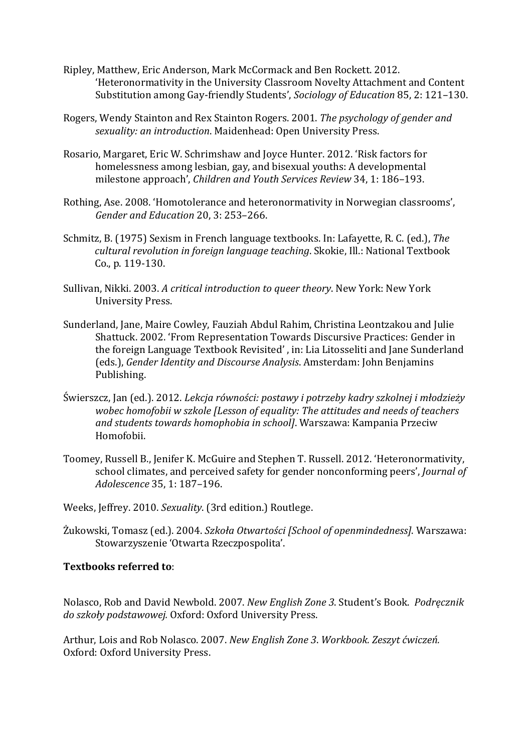Ripley, Matthew, Eric Anderson, Mark McCormack and Ben Rockett. 2012. 'Heteronormativity in the University Classroom Novelty Attachment and Content Substitution among Gay-friendly Students', *Sociology of Education* 85, 2: 121–130.

Rogers, Wendy Stainton and Rex Stainton Rogers. 2001. *The psychology of gender and sexuality: an introduction*. Maidenhead: Open University Press.

Rosario, Margaret, Eric W. Schrimshaw and Joyce Hunter. 2012. 'Risk factors for homelessness among lesbian, gay, and bisexual youths: A developmental milestone approach', *Children and Youth Services Review* 34, 1: 186–193.

Rothing, Ase. 2008. 'Homotolerance and heteronormativity in Norwegian classrooms', *Gender and Education* 20, 3: 253–266.

Schmitz, B. (1975) Sexism in French language textbooks. In: Lafayette, R. C. (ed.), *The cultural revolution in foreign language teaching*. Skokie, Ill.: National Textbook Co., p. 119-130.

Sullivan, Nikki. 2003. *A critical introduction to queer theory*. New York: New York University Press.

Sunderland, Jane, Maire Cowley, Fauziah Abdul Rahim, Christina Leontzakou and Julie Shattuck. 2002. 'From Representation Towards Discursive Practices: Gender in the foreign Language Textbook Revisited' , in: Lia Litosseliti and Jane Sunderland (eds.), *Gender Identity and Discourse Analysis*. Amsterdam: John Benjamins Publishing.

Świerszcz, Jan (ed.). 2012. *Lekcja równości: postawy i potrzeby kadry szkolnej i młodzieży wobec homofobii w szkole [Lesson of equality: The attitudes and needs of teachers and students towards homophobia in school]*. Warszawa: Kampania Przeciw Homofobii.

Toomey, Russell B., Jenifer K. McGuire and Stephen T. Russell. 2012. 'Heteronormativity, school climates, and perceived safety for gender nonconforming peers', *Journal of Adolescence* 35, 1: 187–196.

Weeks, Jeffrey. 2010. *Sexuality*. (3rd edition.) Routlege.

Żukowski, Tomasz (ed.). 2004. *Szkoła Otwartości [School of openmindedness]*. Warszawa: Stowarzyszenie 'Otwarta Rzeczpospolita'.

**Textbooks referred to**:

Nolasco, Rob and David Newbold. 2007. *New English Zone 3*. Student's Book. *Podręcznik do szkoły podstawowej.* Oxford: Oxford University Press.

Arthur, Lois and Rob Nolasco. 2007. *New English Zone 3*. *Workbook. Zeszyt ćwiczeń.* Oxford: Oxford University Press.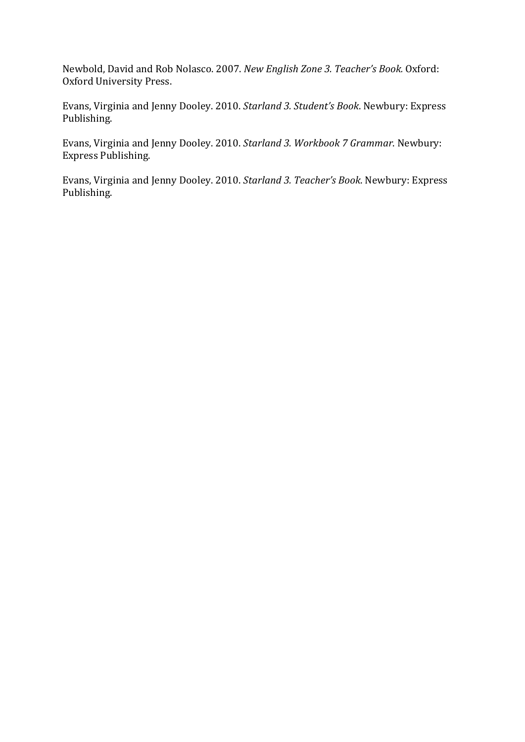Newbold, David and Rob Nolasco. 2007. *New English Zone 3. Teacher's Book.* Oxford: Oxford University Press.

Evans, Virginia and Jenny Dooley. 2010. *Starland 3. Student's Book*. Newbury: Express Publishing.

Evans, Virginia and Jenny Dooley. 2010. *Starland 3. Workbook 7 Grammar*. Newbury: Express Publishing.

Evans, Virginia and Jenny Dooley. 2010. *Starland 3. Teacher's Book*. Newbury: Express Publishing.